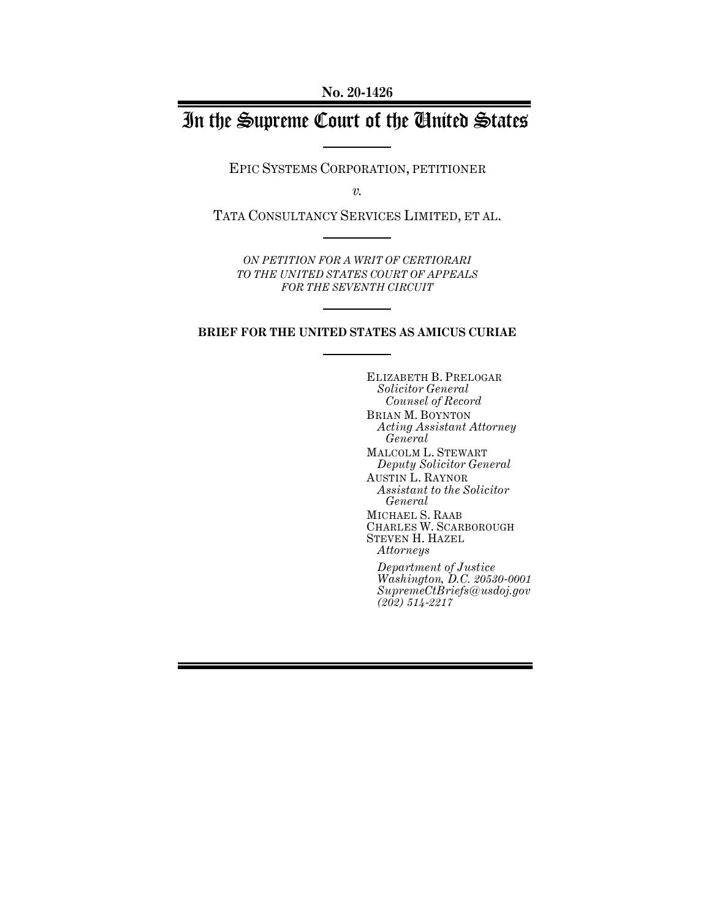No. 20-1426

# In the Supreme Court of the United States

EPIC SYSTEMS CORPORATION, PETITIONER

*v.*

TATA CONSULTANCY SERVICES LIMITED, ET AL.

*ON PETITION FOR A WRIT OF CERTIORARI TO THE UNITED STATES COURT OF APPEALS FOR THE SEVENTH CIRCUIT*

**BRIEF FOR THE UNITED STATES AS AMICUS CURIAE**

ELIZABETH B. PRELOGAR
*Solicitor General*
*Counsel of Record*

BRIAN M. BOYNTON
*Acting Assistant Attorney General*

MALCOLM L. STEWART
*Deputy Solicitor General*

AUSTIN L. RAYNOR
*Assistant to the Solicitor General*

MICHAEL S. RAAB
CHARLES W. SCARBOROUGH
STEVEN H. HAZEL
*Attorneys*

*Department of Justice*
*Washington, D.C. 20530-0001*
*SupremeCtBriefs@usdoj.gov*
*(202) 514-2217*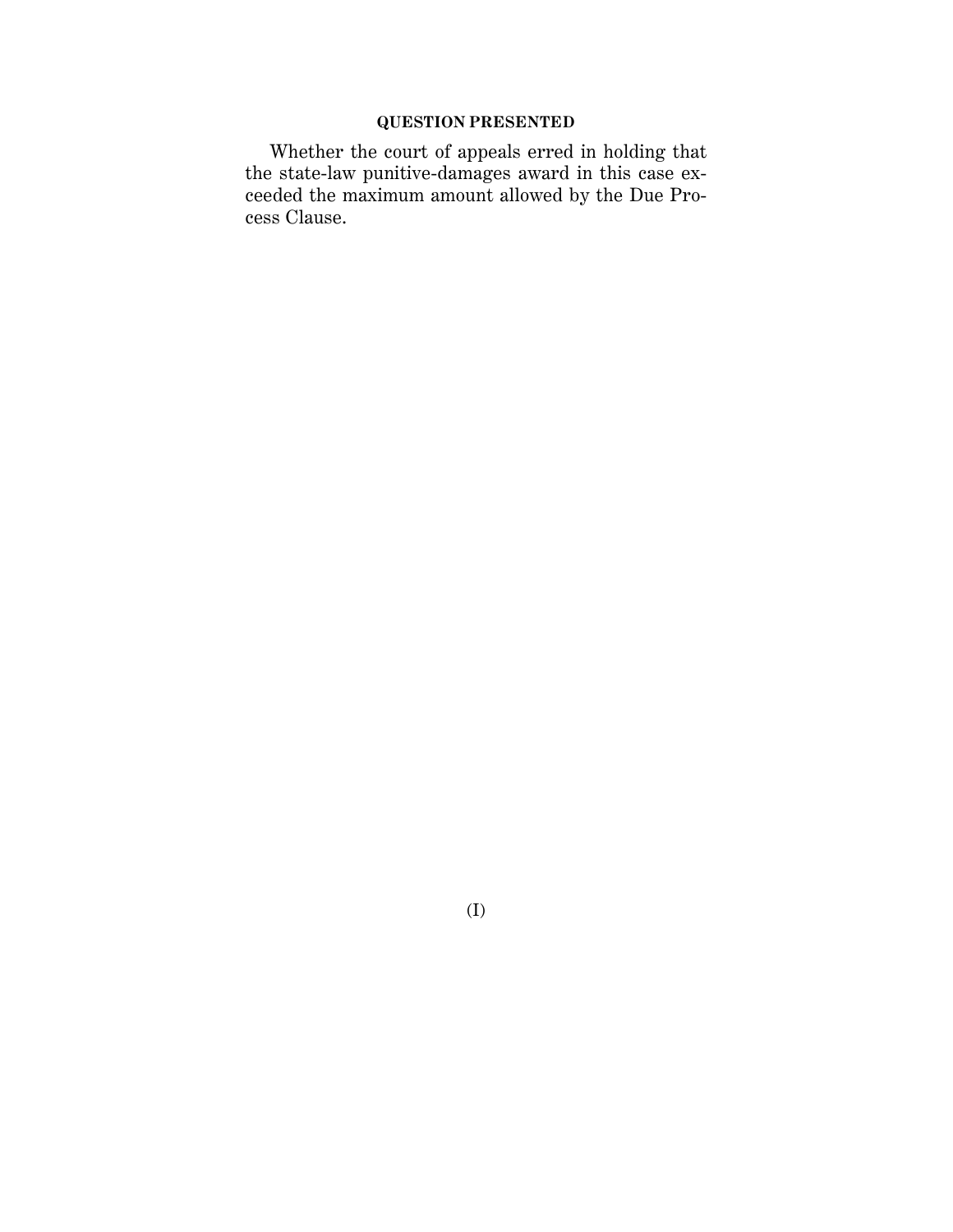## QUESTION PRESENTED

Whether the court of appeals erred in holding that the state-law punitive-damages award in this case exceeded the maximum amount allowed by the Due Process Clause.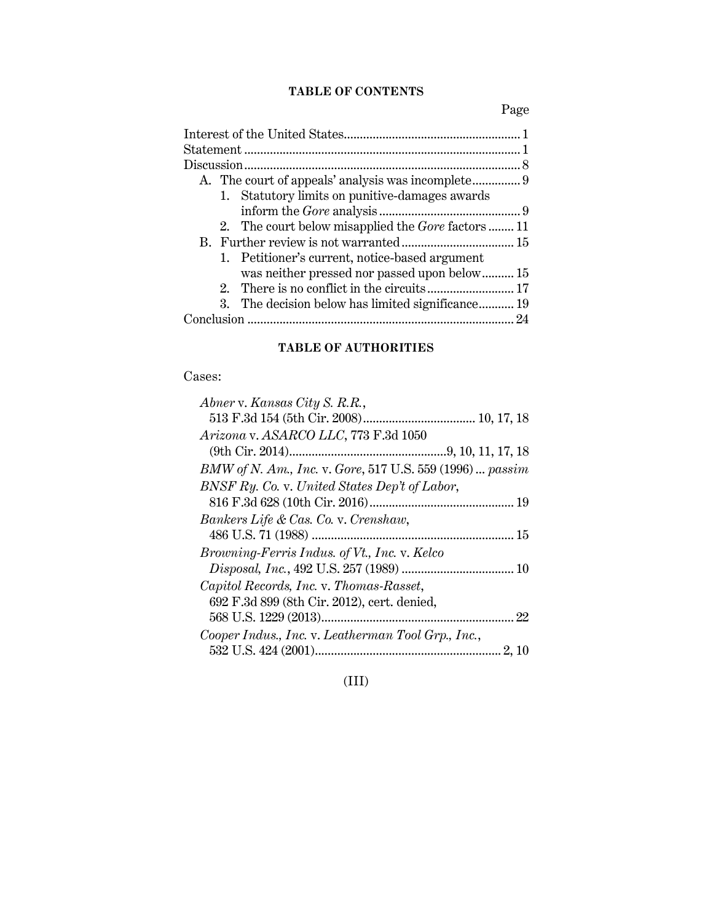## TABLE OF CONTENTS

| | Page |
|---|---|
| Interest of the United States | 1 |
| Statement | 1 |
| Discussion | 8 |
| A. The court of appeals' analysis was incomplete | 9 |
| 1. Statutory limits on punitive-damages awards inform the *Gore* analysis | 9 |
| 2. The court below misapplied the *Gore* factors | 11 |
| B. Further review is not warranted | 15 |
| 1. Petitioner's current, notice-based argument was neither pressed nor passed upon below | 15 |
| 2. There is no conflict in the circuits | 17 |
| 3. The decision below has limited significance | 19 |
| Conclusion | 24 |

## TABLE OF AUTHORITIES

Cases:

*Abner* v. *Kansas City S. R.R.*, 513 F.3d 154 (5th Cir. 2008) ... 10, 17, 18

*Arizona* v. *ASARCO LLC*, 773 F.3d 1050 (9th Cir. 2014) ... 9, 10, 11, 17, 18

*BMW of N. Am., Inc.* v. *Gore*, 517 U.S. 559 (1996) ... *passim*

*BNSF Ry. Co.* v. *United States Dep't of Labor*, 816 F.3d 628 (10th Cir. 2016) ... 19

*Bankers Life & Cas. Co.* v. *Crenshaw*, 486 U.S. 71 (1988) ... 15

*Browning-Ferris Indus. of Vt., Inc.* v. *Kelco Disposal, Inc.*, 492 U.S. 257 (1989) ... 10

*Capitol Records, Inc.* v. *Thomas-Rasset*, 692 F.3d 899 (8th Cir. 2012), cert. denied, 568 U.S. 1229 (2013) ... 22

*Cooper Indus., Inc.* v. *Leatherman Tool Grp., Inc.*, 532 U.S. 424 (2001) ... 2, 10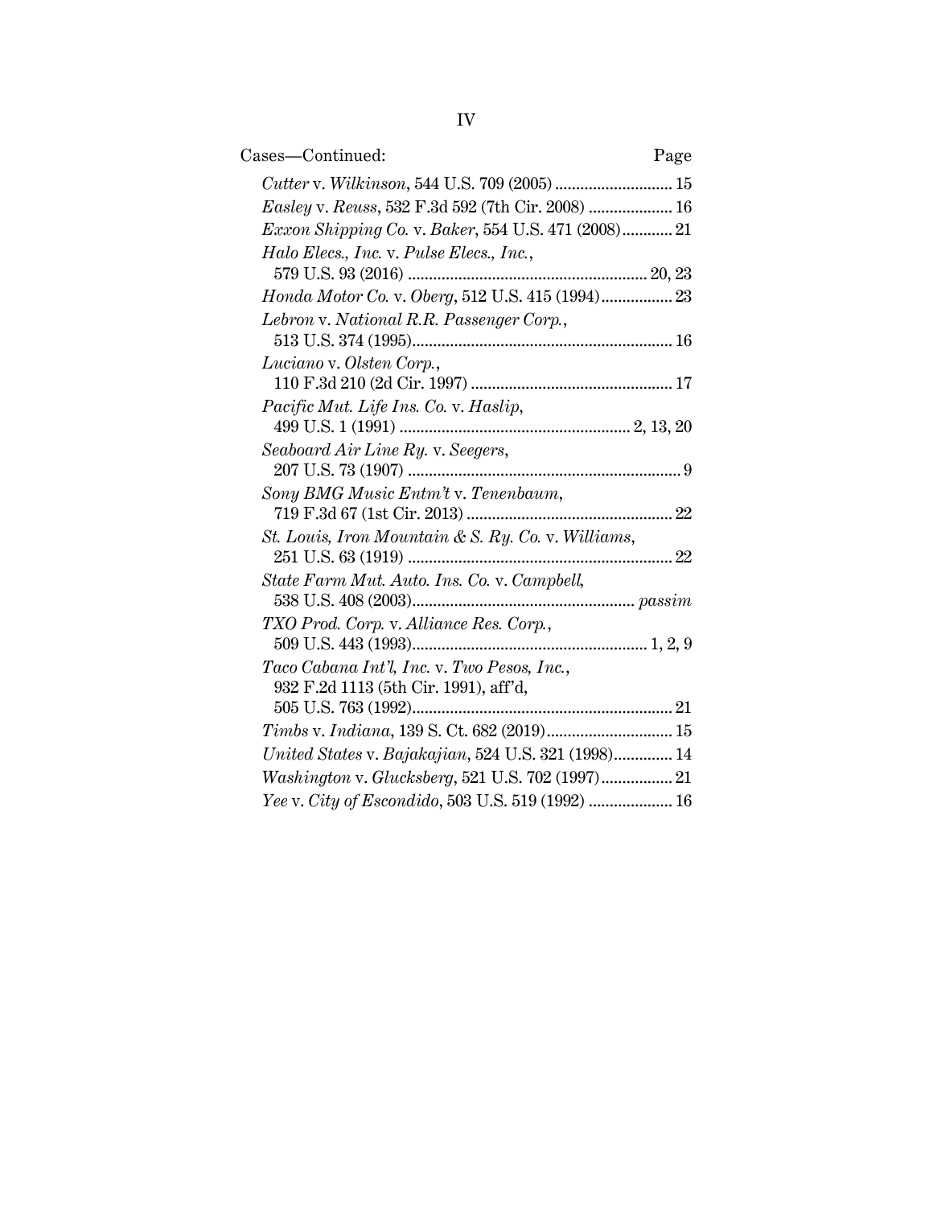Cases—Continued: Page

*Cutter* v. *Wilkinson*, 544 U.S. 709 (2005) ............................ 15

*Easley* v. *Reuss*, 532 F.3d 592 (7th Cir. 2008) .................... 16

*Exxon Shipping Co.* v. *Baker*, 554 U.S. 471 (2008)............ 21

*Halo Elecs., Inc.* v. *Pulse Elecs., Inc.*, 579 U.S. 93 (2016) ......................................................... 20, 23

*Honda Motor Co.* v. *Oberg*, 512 U.S. 415 (1994)................. 23

*Lebron* v. *National R.R. Passenger Corp.*, 513 U.S. 374 (1995).............................................................. 16

*Luciano* v. *Olsten Corp.*, 110 F.3d 210 (2d Cir. 1997) ................................................ 17

*Pacific Mut. Life Ins. Co.* v. *Haslip*, 499 U.S. 1 (1991) ...................................................... 2, 13, 20

*Seaboard Air Line Ry.* v. *Seegers*, 207 U.S. 73 (1907) ................................................................. 9

*Sony BMG Music Entm't* v. *Tenenbaum*, 719 F.3d 67 (1st Cir. 2013) ................................................. 22

*St. Louis, Iron Mountain & S. Ry. Co.* v. *Williams*, 251 U.S. 63 (1919) ............................................................... 22

*State Farm Mut. Auto. Ins. Co.* v. *Campbell*, 538 U.S. 408 (2003).................................................... *passim*

*TXO Prod. Corp.* v. *Alliance Res. Corp.*, 509 U.S. 443 (1993)....................................................... 1, 2, 9

*Taco Cabana Int'l, Inc.* v. *Two Pesos, Inc.*, 932 F.2d 1113 (5th Cir. 1991), aff'd, 505 U.S. 763 (1992)............................................................. 21

*Timbs* v. *Indiana*, 139 S. Ct. 682 (2019).............................. 15

*United States* v. *Bajakajian*, 524 U.S. 321 (1998).............. 14

*Washington* v. *Glucksberg*, 521 U.S. 702 (1997)................. 21

*Yee* v. *City of Escondido*, 503 U.S. 519 (1992) .................... 16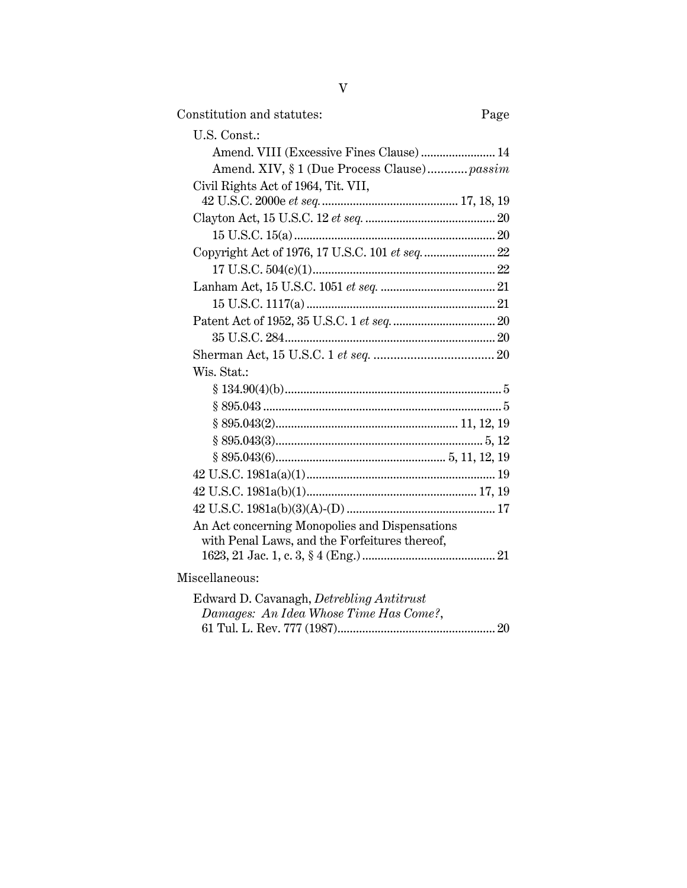Constitution and statutes: Page

U.S. Const.:

- Amend. VIII (Excessive Fines Clause) ........................ 14
- Amend. XIV, § 1 (Due Process Clause) ............ *passim*

Civil Rights Act of 1964, Tit. VII, 42 U.S.C. 2000e *et seq.* ............................................ 17, 18, 19

Clayton Act, 15 U.S.C. 12 *et seq.* .......................................... 20

- 15 U.S.C. 15(a) ................................................................. 20

Copyright Act of 1976, 17 U.S.C. 101 *et seq.* ....................... 22

- 17 U.S.C. 504(c)(1) ........................................................... 22

Lanham Act, 15 U.S.C. 1051 *et seq.* ..................................... 21

- 15 U.S.C. 1117(a) ............................................................. 21

Patent Act of 1952, 35 U.S.C. 1 *et seq.* ................................. 20

- 35 U.S.C. 284 .................................................................... 20

Sherman Act, 15 U.S.C. 1 *et seq.* .................................... 20

Wis. Stat.:

- § 134.90(4)(b) ...................................................................... 5
- § 895.043 ............................................................................. 5
- § 895.043(2) ........................................................... 11, 12, 19
- § 895.043(3) ................................................................... 5, 12
- § 895.043(6) ....................................................... 5, 11, 12, 19

42 U.S.C. 1981a(a)(1) ............................................................. 19

42 U.S.C. 1981a(b)(1) ....................................................... 17, 19

42 U.S.C. 1981a(b)(3)(A)-(D) ................................................ 17

An Act concerning Monopolies and Dispensations with Penal Laws, and the Forfeitures thereof, 1623, 21 Jac. 1, c. 3, § 4 (Eng.) ........................................... 21

Miscellaneous:

Edward D. Cavanagh, *Detrebling Antitrust Damages: An Idea Whose Time Has Come?*, 61 Tul. L. Rev. 777 (1987) .................................................. 20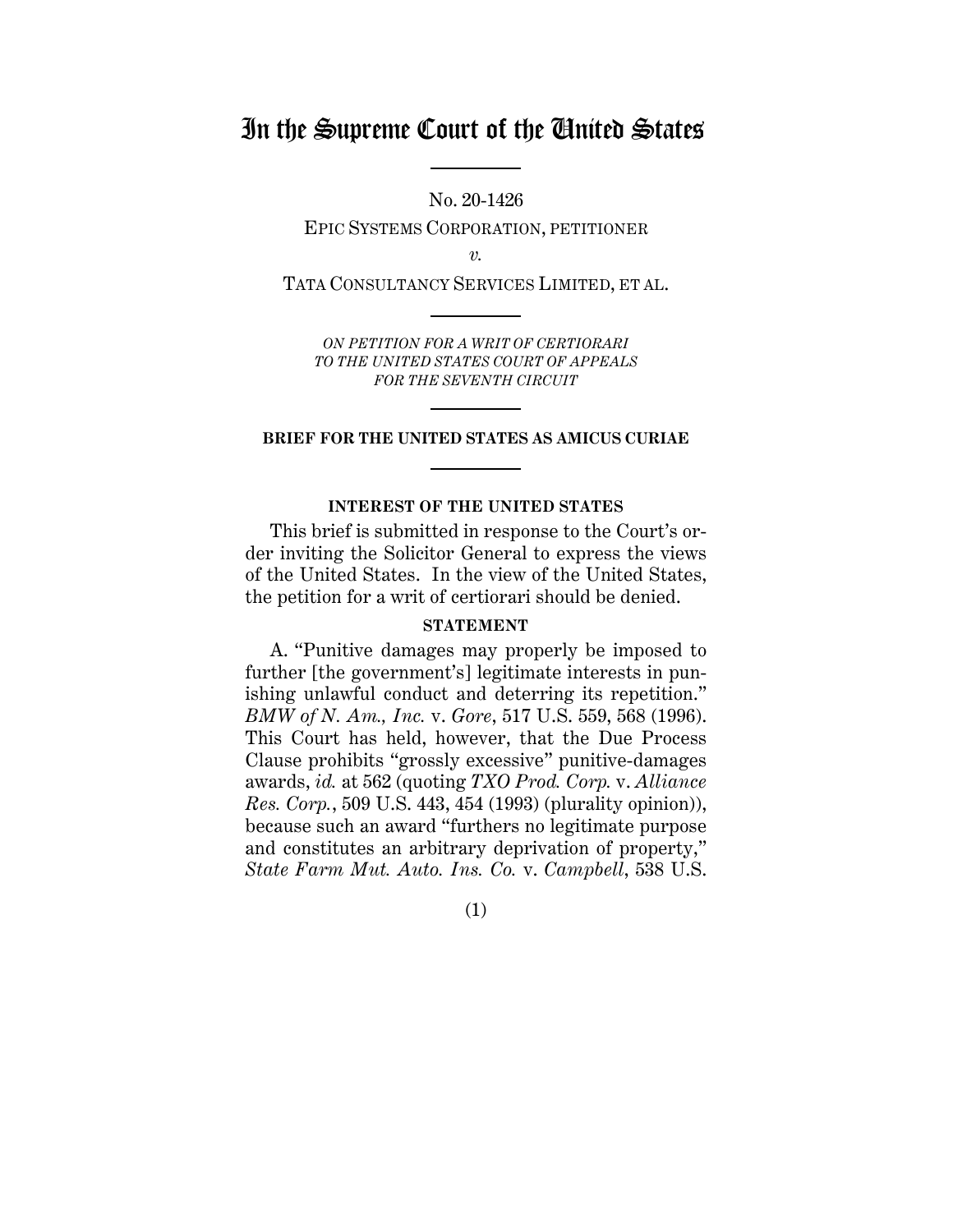# In the Supreme Court of the United States

No. 20-1426

EPIC SYSTEMS CORPORATION, PETITIONER

*v.*

TATA CONSULTANCY SERVICES LIMITED, ET AL.

*ON PETITION FOR A WRIT OF CERTIORARI TO THE UNITED STATES COURT OF APPEALS FOR THE SEVENTH CIRCUIT*

**BRIEF FOR THE UNITED STATES AS AMICUS CURIAE**

**INTEREST OF THE UNITED STATES**

This brief is submitted in response to the Court's order inviting the Solicitor General to express the views of the United States. In the view of the United States, the petition for a writ of certiorari should be denied.

**STATEMENT**

A. "Punitive damages may properly be imposed to further [the government's] legitimate interests in punishing unlawful conduct and deterring its repetition." *BMW of N. Am., Inc.* v. *Gore*, 517 U.S. 559, 568 (1996). This Court has held, however, that the Due Process Clause prohibits "grossly excessive" punitive-damages awards, *id.* at 562 (quoting *TXO Prod. Corp.* v. *Alliance Res. Corp.*, 509 U.S. 443, 454 (1993) (plurality opinion)), because such an award "furthers no legitimate purpose and constitutes an arbitrary deprivation of property," *State Farm Mut. Auto. Ins. Co.* v. *Campbell*, 538 U.S.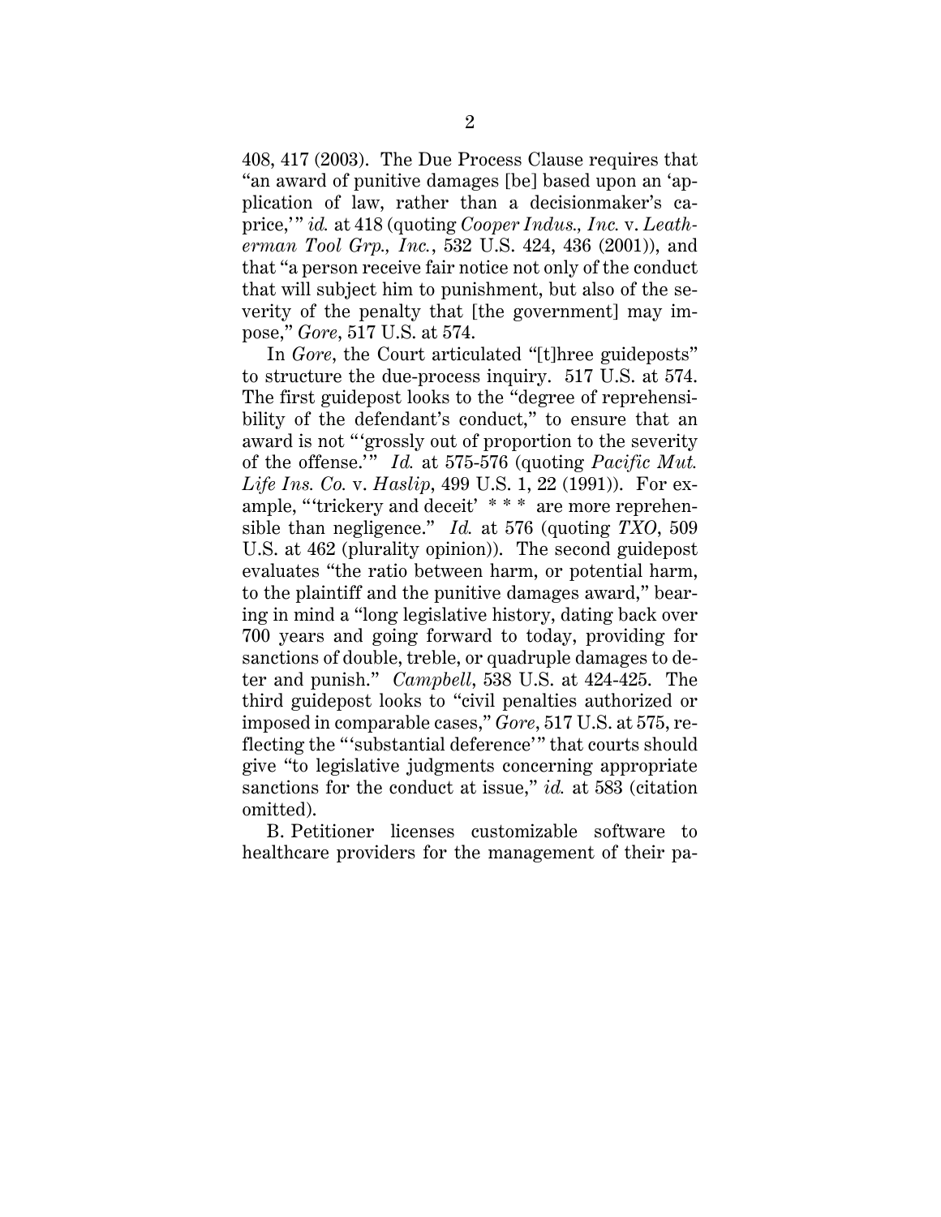408, 417 (2003). The Due Process Clause requires that "an award of punitive damages [be] based upon an 'application of law, rather than a decisionmaker's caprice,'" *id.* at 418 (quoting *Cooper Indus., Inc.* v. *Leatherman Tool Grp., Inc.*, 532 U.S. 424, 436 (2001)), and that "a person receive fair notice not only of the conduct that will subject him to punishment, but also of the severity of the penalty that [the government] may impose," *Gore*, 517 U.S. at 574.

In *Gore*, the Court articulated "[t]hree guideposts" to structure the due-process inquiry. 517 U.S. at 574. The first guidepost looks to the "degree of reprehensibility of the defendant's conduct," to ensure that an award is not "'grossly out of proportion to the severity of the offense.'" *Id.* at 575-576 (quoting *Pacific Mut. Life Ins. Co.* v. *Haslip*, 499 U.S. 1, 22 (1991)). For example, "'trickery and deceit' * * * are more reprehensible than negligence." *Id.* at 576 (quoting *TXO*, 509 U.S. at 462 (plurality opinion)). The second guidepost evaluates "the ratio between harm, or potential harm, to the plaintiff and the punitive damages award," bearing in mind a "long legislative history, dating back over 700 years and going forward to today, providing for sanctions of double, treble, or quadruple damages to deter and punish." *Campbell*, 538 U.S. at 424-425. The third guidepost looks to "civil penalties authorized or imposed in comparable cases," *Gore*, 517 U.S. at 575, reflecting the "'substantial deference'" that courts should give "to legislative judgments concerning appropriate sanctions for the conduct at issue," *id.* at 583 (citation omitted).

B. Petitioner licenses customizable software to healthcare providers for the management of their pa-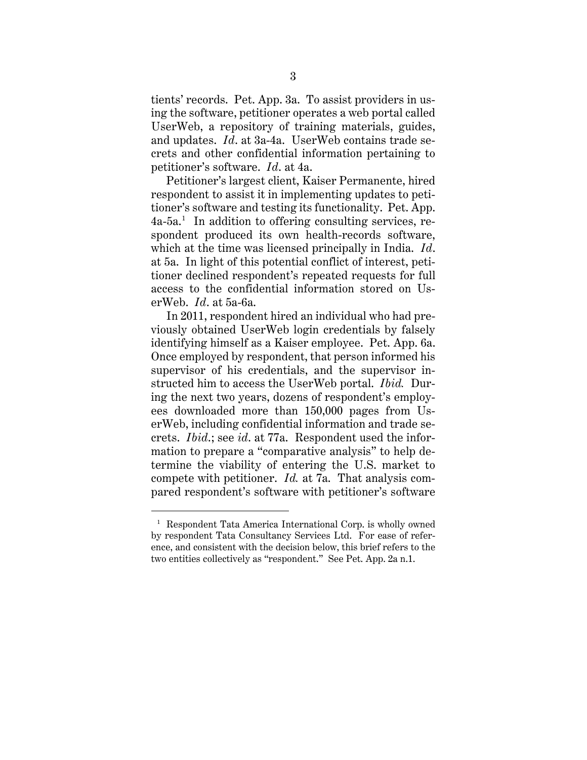tients' records. Pet. App. 3a. To assist providers in using the software, petitioner operates a web portal called UserWeb, a repository of training materials, guides, and updates. *Id*. at 3a-4a. UserWeb contains trade secrets and other confidential information pertaining to petitioner's software. *Id*. at 4a.

Petitioner's largest client, Kaiser Permanente, hired respondent to assist it in implementing updates to petitioner's software and testing its functionality. Pet. App. 4a-5a.[1] In addition to offering consulting services, respondent produced its own health-records software, which at the time was licensed principally in India. *Id*. at 5a. In light of this potential conflict of interest, petitioner declined respondent's repeated requests for full access to the confidential information stored on UserWeb. *Id*. at 5a-6a.

In 2011, respondent hired an individual who had previously obtained UserWeb login credentials by falsely identifying himself as a Kaiser employee. Pet. App. 6a. Once employed by respondent, that person informed his supervisor of his credentials, and the supervisor instructed him to access the UserWeb portal. *Ibid.* During the next two years, dozens of respondent's employees downloaded more than 150,000 pages from UserWeb, including confidential information and trade secrets. *Ibid.*; see *id*. at 77a. Respondent used the information to prepare a "comparative analysis" to help determine the viability of entering the U.S. market to compete with petitioner. *Id.* at 7a. That analysis compared respondent's software with petitioner's software

---

[1] Respondent Tata America International Corp. is wholly owned by respondent Tata Consultancy Services Ltd. For ease of reference, and consistent with the decision below, this brief refers to the two entities collectively as "respondent." See Pet. App. 2a n.1.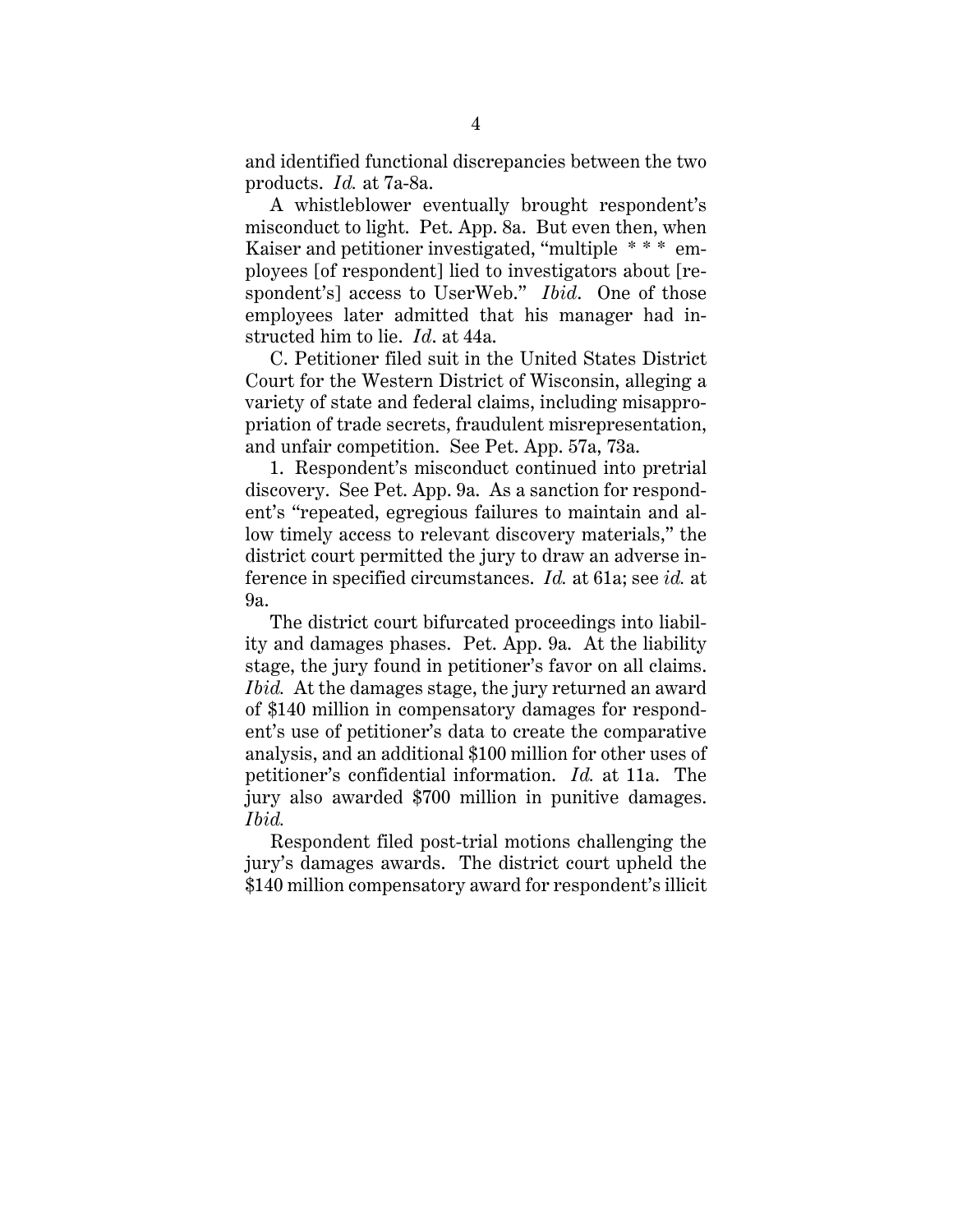and identified functional discrepancies between the two products. *Id.* at 7a-8a.

A whistleblower eventually brought respondent's misconduct to light. Pet. App. 8a. But even then, when Kaiser and petitioner investigated, "multiple * * * employees [of respondent] lied to investigators about [respondent's] access to UserWeb." *Ibid.* One of those employees later admitted that his manager had instructed him to lie. *Id*. at 44a.

C. Petitioner filed suit in the United States District Court for the Western District of Wisconsin, alleging a variety of state and federal claims, including misappropriation of trade secrets, fraudulent misrepresentation, and unfair competition. See Pet. App. 57a, 73a.

1. Respondent's misconduct continued into pretrial discovery. See Pet. App. 9a. As a sanction for respondent's "repeated, egregious failures to maintain and allow timely access to relevant discovery materials," the district court permitted the jury to draw an adverse inference in specified circumstances. *Id.* at 61a; see *id.* at 9a.

The district court bifurcated proceedings into liability and damages phases. Pet. App. 9a. At the liability stage, the jury found in petitioner's favor on all claims. *Ibid.* At the damages stage, the jury returned an award of $140 million in compensatory damages for respondent's use of petitioner's data to create the comparative analysis, and an additional $100 million for other uses of petitioner's confidential information. *Id.* at 11a. The jury also awarded $700 million in punitive damages. *Ibid.*

Respondent filed post-trial motions challenging the jury's damages awards. The district court upheld the $140 million compensatory award for respondent's illicit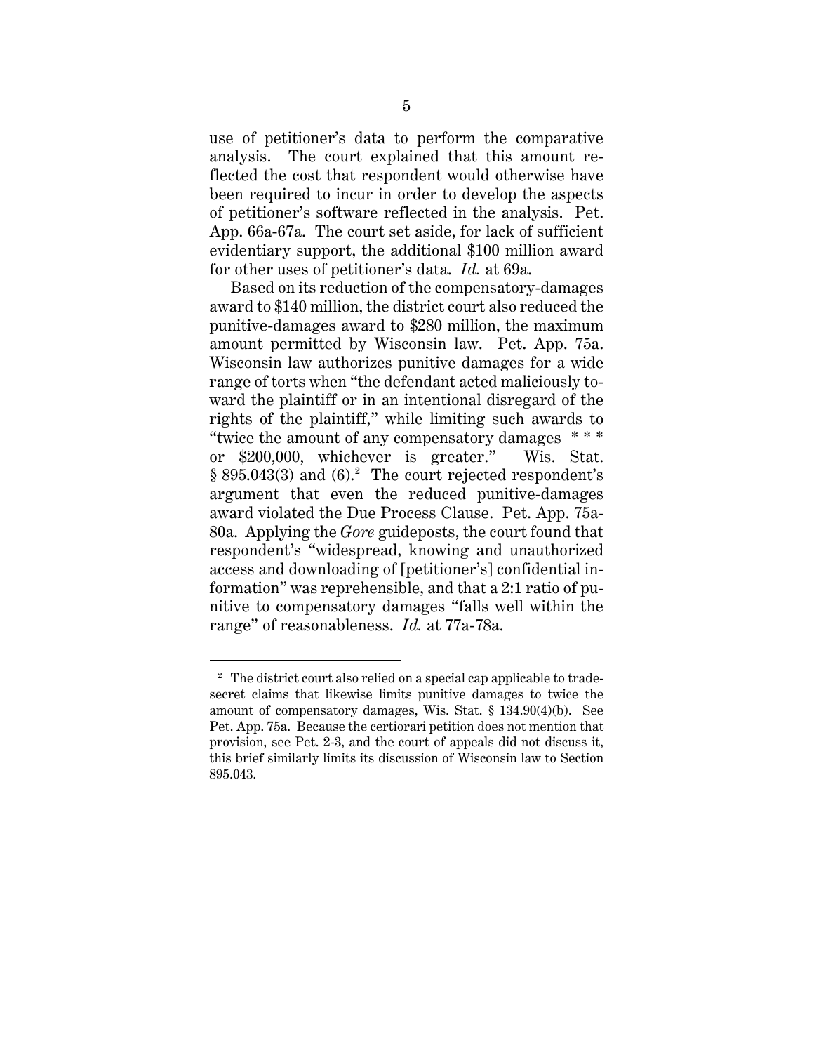use of petitioner's data to perform the comparative analysis. The court explained that this amount reflected the cost that respondent would otherwise have been required to incur in order to develop the aspects of petitioner's software reflected in the analysis. Pet. App. 66a-67a. The court set aside, for lack of sufficient evidentiary support, the additional $100 million award for other uses of petitioner's data. *Id.* at 69a.

Based on its reduction of the compensatory-damages award to $140 million, the district court also reduced the punitive-damages award to $280 million, the maximum amount permitted by Wisconsin law. Pet. App. 75a. Wisconsin law authorizes punitive damages for a wide range of torts when "the defendant acted maliciously toward the plaintiff or in an intentional disregard of the rights of the plaintiff," while limiting such awards to "twice the amount of any compensatory damages * * * or $200,000, whichever is greater." Wis. Stat. § 895.043(3) and (6).[2] The court rejected respondent's argument that even the reduced punitive-damages award violated the Due Process Clause. Pet. App. 75a-80a. Applying the *Gore* guideposts, the court found that respondent's "widespread, knowing and unauthorized access and downloading of [petitioner's] confidential information" was reprehensible, and that a 2:1 ratio of punitive to compensatory damages "falls well within the range" of reasonableness. *Id.* at 77a-78a.

---

[2] The district court also relied on a special cap applicable to trade-secret claims that likewise limits punitive damages to twice the amount of compensatory damages, Wis. Stat. § 134.90(4)(b). See Pet. App. 75a. Because the certiorari petition does not mention that provision, see Pet. 2-3, and the court of appeals did not discuss it, this brief similarly limits its discussion of Wisconsin law to Section 895.043.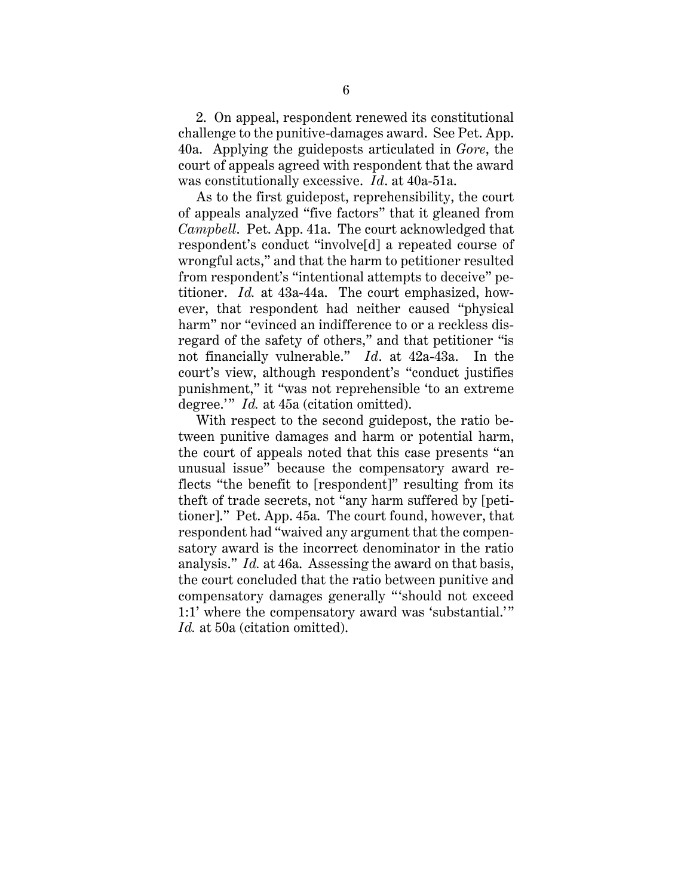2. On appeal, respondent renewed its constitutional challenge to the punitive-damages award. See Pet. App. 40a. Applying the guideposts articulated in *Gore*, the court of appeals agreed with respondent that the award was constitutionally excessive. *Id*. at 40a-51a.

As to the first guidepost, reprehensibility, the court of appeals analyzed "five factors" that it gleaned from *Campbell*. Pet. App. 41a. The court acknowledged that respondent's conduct "involve[d] a repeated course of wrongful acts," and that the harm to petitioner resulted from respondent's "intentional attempts to deceive" petitioner. *Id.* at 43a-44a. The court emphasized, however, that respondent had neither caused "physical harm" nor "evinced an indifference to or a reckless disregard of the safety of others," and that petitioner "is not financially vulnerable." *Id*. at 42a-43a. In the court's view, although respondent's "conduct justifies punishment," it "was not reprehensible 'to an extreme degree.'" *Id.* at 45a (citation omitted).

With respect to the second guidepost, the ratio between punitive damages and harm or potential harm, the court of appeals noted that this case presents "an unusual issue" because the compensatory award reflects "the benefit to [respondent]" resulting from its theft of trade secrets, not "any harm suffered by [petitioner]." Pet. App. 45a. The court found, however, that respondent had "waived any argument that the compensatory award is the incorrect denominator in the ratio analysis." *Id.* at 46a. Assessing the award on that basis, the court concluded that the ratio between punitive and compensatory damages generally "'should not exceed 1:1' where the compensatory award was 'substantial.'" *Id.* at 50a (citation omitted).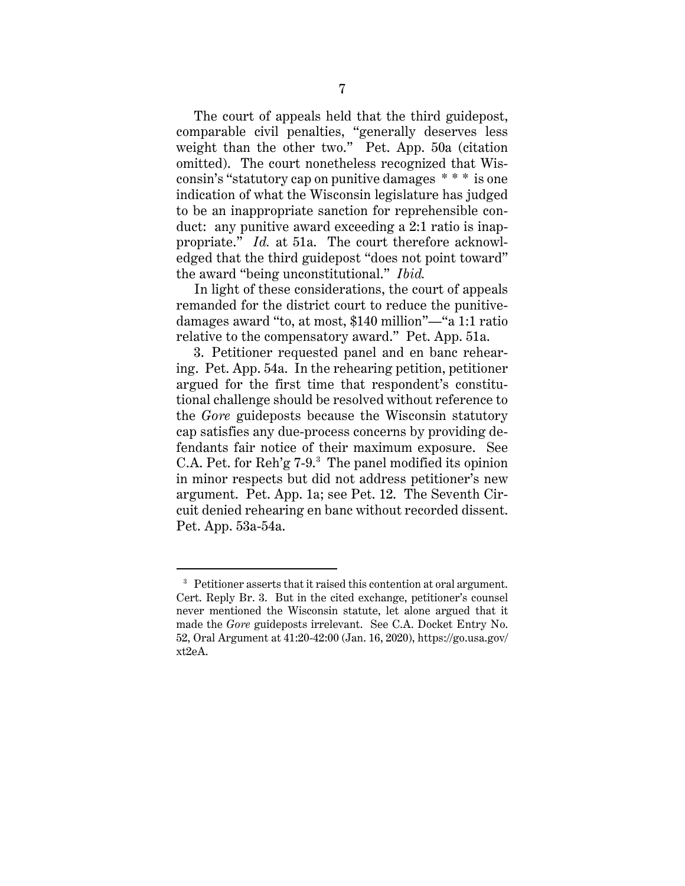The court of appeals held that the third guidepost, comparable civil penalties, "generally deserves less weight than the other two." Pet. App. 50a (citation omitted). The court nonetheless recognized that Wisconsin's "statutory cap on punitive damages * * * is one indication of what the Wisconsin legislature has judged to be an inappropriate sanction for reprehensible conduct: any punitive award exceeding a 2:1 ratio is inappropriate." *Id.* at 51a. The court therefore acknowledged that the third guidepost "does not point toward" the award "being unconstitutional." *Ibid.*

In light of these considerations, the court of appeals remanded for the district court to reduce the punitive-damages award "to, at most, $140 million"—"a 1:1 ratio relative to the compensatory award." Pet. App. 51a.

3. Petitioner requested panel and en banc rehearing. Pet. App. 54a. In the rehearing petition, petitioner argued for the first time that respondent's constitutional challenge should be resolved without reference to the *Gore* guideposts because the Wisconsin statutory cap satisfies any due-process concerns by providing defendants fair notice of their maximum exposure. See C.A. Pet. for Reh'g 7-9.[3] The panel modified its opinion in minor respects but did not address petitioner's new argument. Pet. App. 1a; see Pet. 12. The Seventh Circuit denied rehearing en banc without recorded dissent. Pet. App. 53a-54a.

---

[3] Petitioner asserts that it raised this contention at oral argument. Cert. Reply Br. 3. But in the cited exchange, petitioner's counsel never mentioned the Wisconsin statute, let alone argued that it made the *Gore* guideposts irrelevant. See C.A. Docket Entry No. 52, Oral Argument at 41:20-42:00 (Jan. 16, 2020), https://go.usa.gov/xt2eA.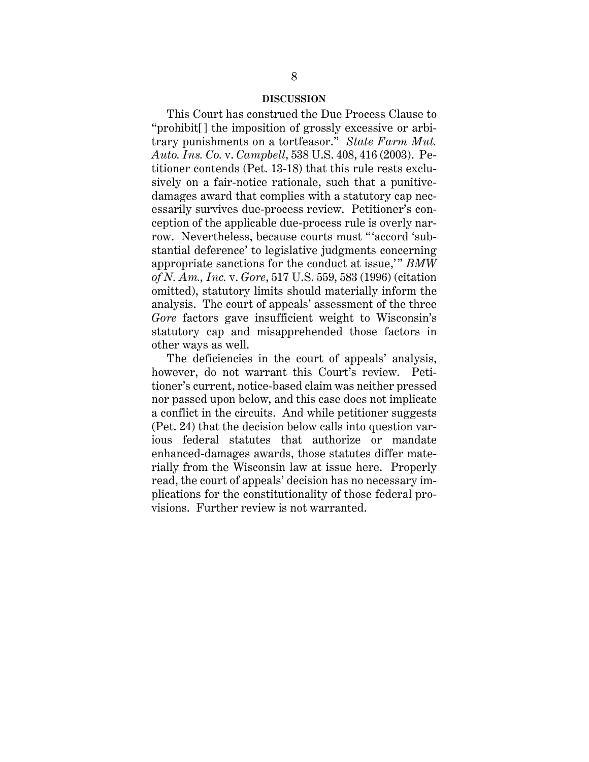## DISCUSSION

This Court has construed the Due Process Clause to "prohibit[] the imposition of grossly excessive or arbitrary punishments on a tortfeasor." *State Farm Mut. Auto. Ins. Co.* v. *Campbell*, 538 U.S. 408, 416 (2003). Petitioner contends (Pet. 13-18) that this rule rests exclusively on a fair-notice rationale, such that a punitive-damages award that complies with a statutory cap necessarily survives due-process review. Petitioner's conception of the applicable due-process rule is overly narrow. Nevertheless, because courts must "'accord 'substantial deference' to legislative judgments concerning appropriate sanctions for the conduct at issue,'" *BMW of N. Am., Inc.* v. *Gore*, 517 U.S. 559, 583 (1996) (citation omitted), statutory limits should materially inform the analysis. The court of appeals' assessment of the three *Gore* factors gave insufficient weight to Wisconsin's statutory cap and misapprehended those factors in other ways as well.

The deficiencies in the court of appeals' analysis, however, do not warrant this Court's review. Petitioner's current, notice-based claim was neither pressed nor passed upon below, and this case does not implicate a conflict in the circuits. And while petitioner suggests (Pet. 24) that the decision below calls into question various federal statutes that authorize or mandate enhanced-damages awards, those statutes differ materially from the Wisconsin law at issue here. Properly read, the court of appeals' decision has no necessary implications for the constitutionality of those federal provisions. Further review is not warranted.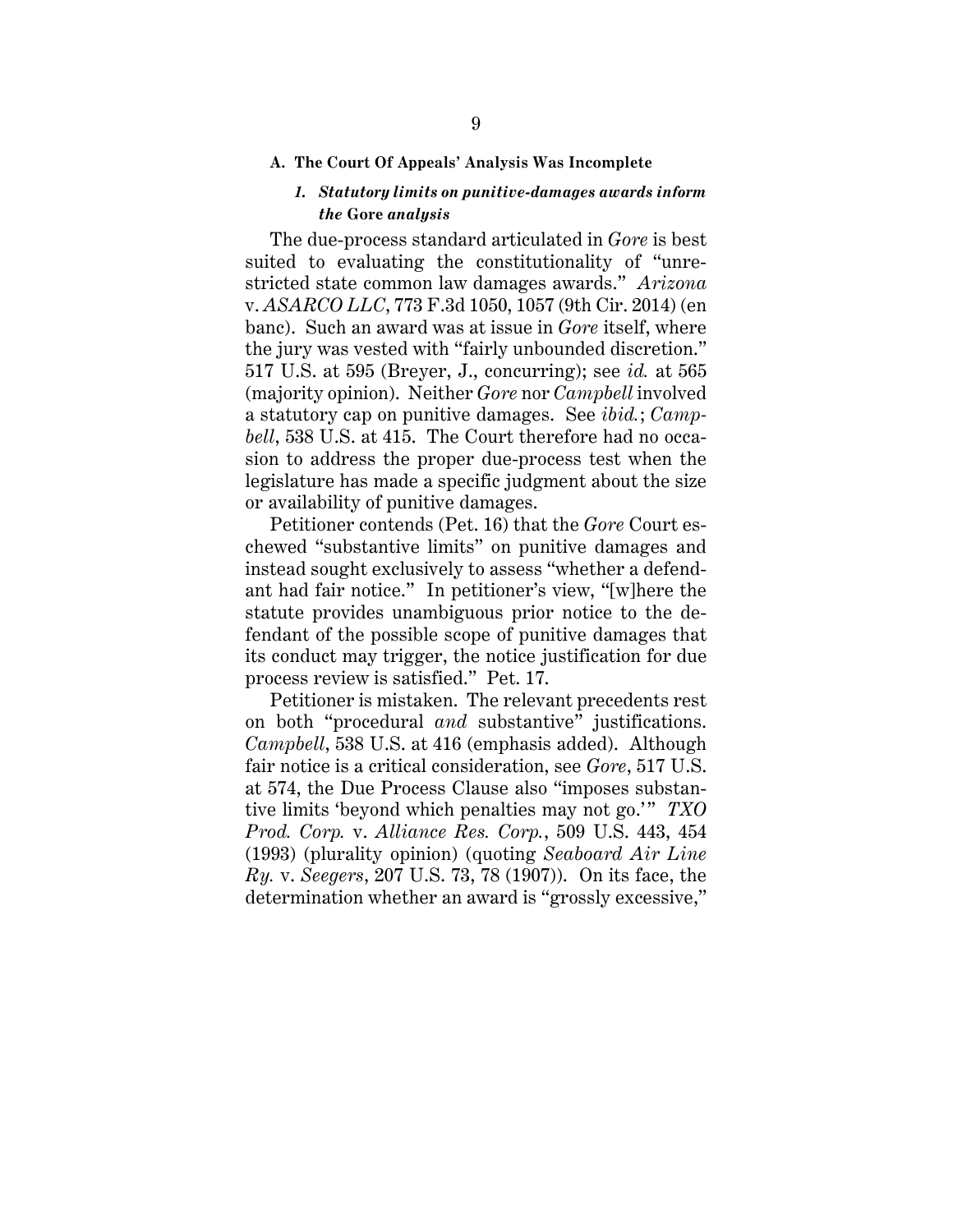### A. The Court Of Appeals' Analysis Was Incomplete

#### *1. Statutory limits on punitive-damages awards inform the* Gore *analysis*

The due-process standard articulated in *Gore* is best suited to evaluating the constitutionality of "unrestricted state common law damages awards." *Arizona* v. *ASARCO LLC*, 773 F.3d 1050, 1057 (9th Cir. 2014) (en banc). Such an award was at issue in *Gore* itself, where the jury was vested with "fairly unbounded discretion." 517 U.S. at 595 (Breyer, J., concurring); see *id.* at 565 (majority opinion). Neither *Gore* nor *Campbell* involved a statutory cap on punitive damages. See *ibid.*; *Campbell*, 538 U.S. at 415. The Court therefore had no occasion to address the proper due-process test when the legislature has made a specific judgment about the size or availability of punitive damages.

Petitioner contends (Pet. 16) that the *Gore* Court eschewed "substantive limits" on punitive damages and instead sought exclusively to assess "whether a defendant had fair notice." In petitioner's view, "[w]here the statute provides unambiguous prior notice to the defendant of the possible scope of punitive damages that its conduct may trigger, the notice justification for due process review is satisfied." Pet. 17.

Petitioner is mistaken. The relevant precedents rest on both "procedural *and* substantive" justifications. *Campbell*, 538 U.S. at 416 (emphasis added). Although fair notice is a critical consideration, see *Gore*, 517 U.S. at 574, the Due Process Clause also "imposes substantive limits 'beyond which penalties may not go.'" *TXO Prod. Corp.* v. *Alliance Res. Corp.*, 509 U.S. 443, 454 (1993) (plurality opinion) (quoting *Seaboard Air Line Ry.* v. *Seegers*, 207 U.S. 73, 78 (1907)). On its face, the determination whether an award is "grossly excessive,"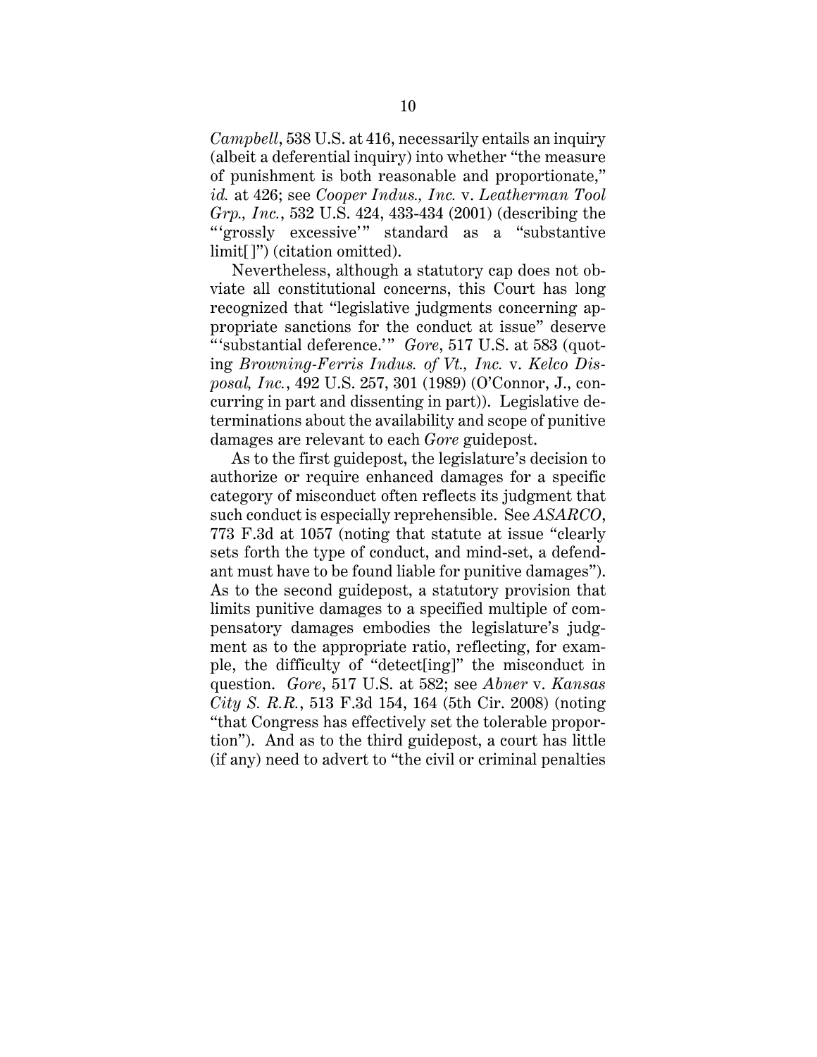*Campbell*, 538 U.S. at 416, necessarily entails an inquiry (albeit a deferential inquiry) into whether "the measure of punishment is both reasonable and proportionate," *id.* at 426; see *Cooper Indus., Inc.* v. *Leatherman Tool Grp., Inc.*, 532 U.S. 424, 433-434 (2001) (describing the "'grossly excessive'" standard as a "substantive limit[ ]") (citation omitted).

Nevertheless, although a statutory cap does not obviate all constitutional concerns, this Court has long recognized that "legislative judgments concerning appropriate sanctions for the conduct at issue" deserve "'substantial deference.'" *Gore*, 517 U.S. at 583 (quoting *Browning-Ferris Indus. of Vt., Inc.* v. *Kelco Disposal, Inc.*, 492 U.S. 257, 301 (1989) (O'Connor, J., concurring in part and dissenting in part)). Legislative determinations about the availability and scope of punitive damages are relevant to each *Gore* guidepost.

As to the first guidepost, the legislature's decision to authorize or require enhanced damages for a specific category of misconduct often reflects its judgment that such conduct is especially reprehensible. See *ASARCO*, 773 F.3d at 1057 (noting that statute at issue "clearly sets forth the type of conduct, and mind-set, a defendant must have to be found liable for punitive damages"). As to the second guidepost, a statutory provision that limits punitive damages to a specified multiple of compensatory damages embodies the legislature's judgment as to the appropriate ratio, reflecting, for example, the difficulty of "detect[ing]" the misconduct in question. *Gore*, 517 U.S. at 582; see *Abner* v. *Kansas City S. R.R.*, 513 F.3d 154, 164 (5th Cir. 2008) (noting "that Congress has effectively set the tolerable proportion"). And as to the third guidepost, a court has little (if any) need to advert to "the civil or criminal penalties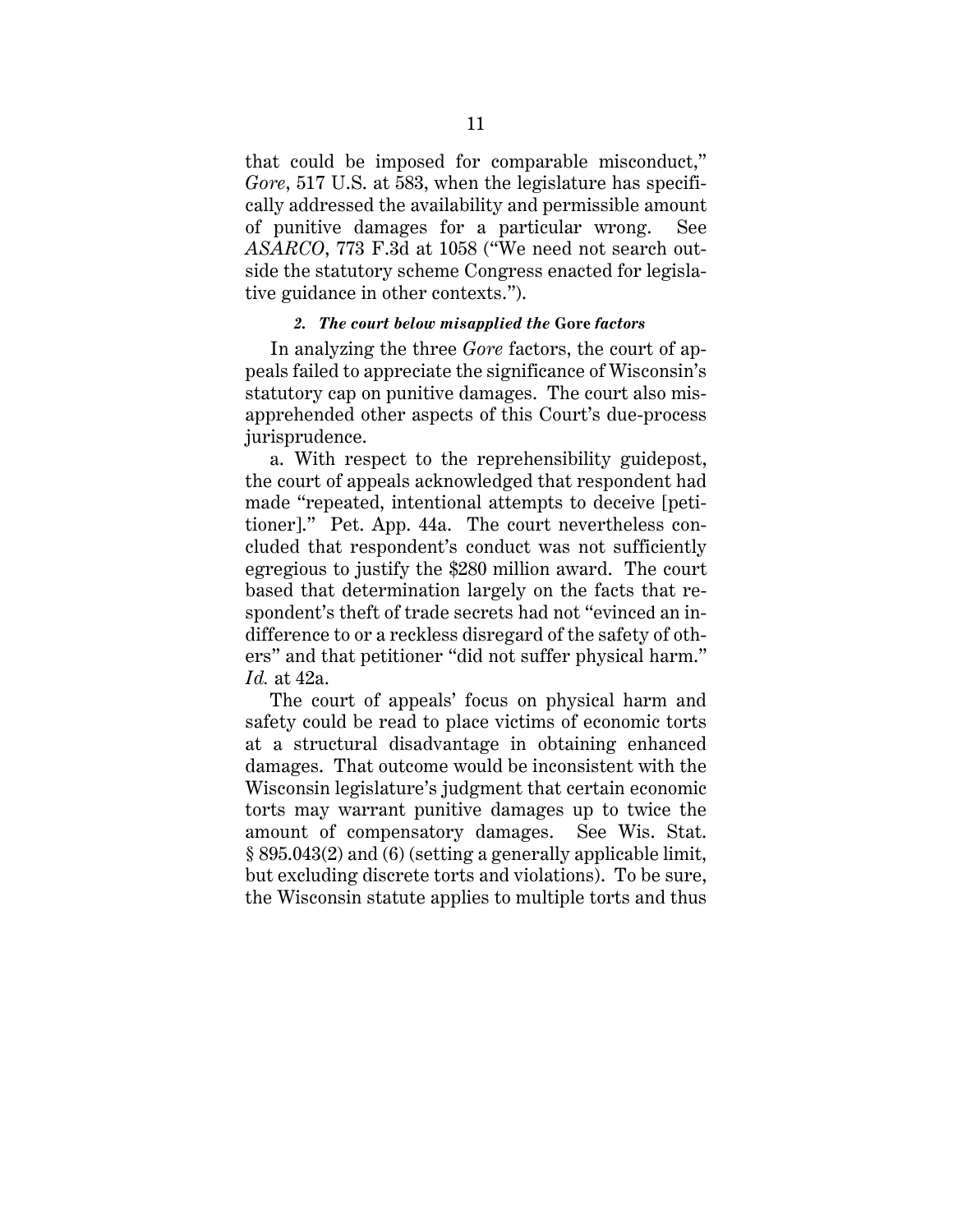that could be imposed for comparable misconduct," *Gore*, 517 U.S. at 583, when the legislature has specifically addressed the availability and permissible amount of punitive damages for a particular wrong. See *ASARCO*, 773 F.3d at 1058 ("We need not search outside the statutory scheme Congress enacted for legislative guidance in other contexts.").

#### *2. The court below misapplied the* **Gore** *factors*

In analyzing the three *Gore* factors, the court of appeals failed to appreciate the significance of Wisconsin's statutory cap on punitive damages. The court also misapprehended other aspects of this Court's due-process jurisprudence.

a. With respect to the reprehensibility guidepost, the court of appeals acknowledged that respondent had made "repeated, intentional attempts to deceive [petitioner]." Pet. App. 44a. The court nevertheless concluded that respondent's conduct was not sufficiently egregious to justify the $280 million award. The court based that determination largely on the facts that respondent's theft of trade secrets had not "evinced an indifference to or a reckless disregard of the safety of others" and that petitioner "did not suffer physical harm." *Id.* at 42a.

The court of appeals' focus on physical harm and safety could be read to place victims of economic torts at a structural disadvantage in obtaining enhanced damages. That outcome would be inconsistent with the Wisconsin legislature's judgment that certain economic torts may warrant punitive damages up to twice the amount of compensatory damages. See Wis. Stat. § 895.043(2) and (6) (setting a generally applicable limit, but excluding discrete torts and violations). To be sure, the Wisconsin statute applies to multiple torts and thus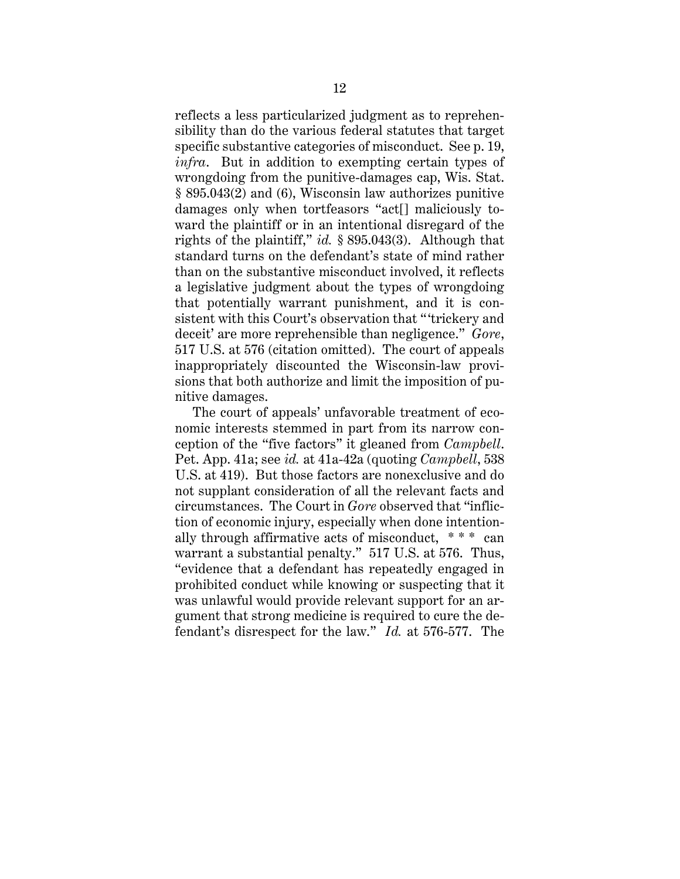reflects a less particularized judgment as to reprehensibility than do the various federal statutes that target specific substantive categories of misconduct. See p. 19, *infra*. But in addition to exempting certain types of wrongdoing from the punitive-damages cap, Wis. Stat. § 895.043(2) and (6), Wisconsin law authorizes punitive damages only when tortfeasors "act[] maliciously toward the plaintiff or in an intentional disregard of the rights of the plaintiff," *id.* § 895.043(3). Although that standard turns on the defendant's state of mind rather than on the substantive misconduct involved, it reflects a legislative judgment about the types of wrongdoing that potentially warrant punishment, and it is consistent with this Court's observation that "'trickery and deceit' are more reprehensible than negligence." *Gore*, 517 U.S. at 576 (citation omitted). The court of appeals inappropriately discounted the Wisconsin-law provisions that both authorize and limit the imposition of punitive damages.

The court of appeals' unfavorable treatment of economic interests stemmed in part from its narrow conception of the "five factors" it gleaned from *Campbell*. Pet. App. 41a; see *id.* at 41a-42a (quoting *Campbell*, 538 U.S. at 419). But those factors are nonexclusive and do not supplant consideration of all the relevant facts and circumstances. The Court in *Gore* observed that "infliction of economic injury, especially when done intentionally through affirmative acts of misconduct, * * * can warrant a substantial penalty." 517 U.S. at 576. Thus, "evidence that a defendant has repeatedly engaged in prohibited conduct while knowing or suspecting that it was unlawful would provide relevant support for an argument that strong medicine is required to cure the defendant's disrespect for the law." *Id.* at 576-577. The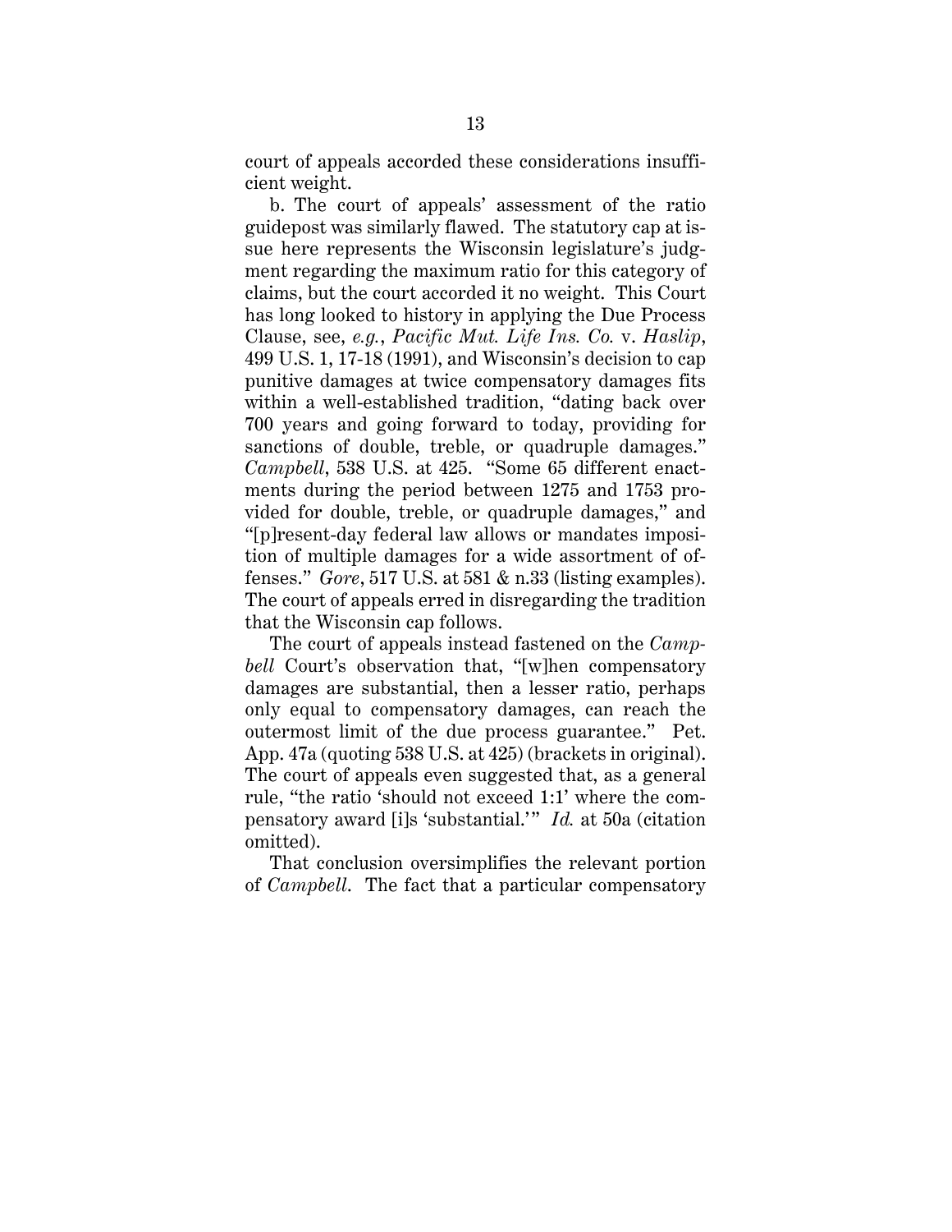court of appeals accorded these considerations insufficient weight.

b. The court of appeals' assessment of the ratio guidepost was similarly flawed. The statutory cap at issue here represents the Wisconsin legislature's judgment regarding the maximum ratio for this category of claims, but the court accorded it no weight. This Court has long looked to history in applying the Due Process Clause, see, *e.g.*, *Pacific Mut. Life Ins. Co.* v. *Haslip*, 499 U.S. 1, 17-18 (1991), and Wisconsin's decision to cap punitive damages at twice compensatory damages fits within a well-established tradition, "dating back over 700 years and going forward to today, providing for sanctions of double, treble, or quadruple damages." *Campbell*, 538 U.S. at 425. "Some 65 different enactments during the period between 1275 and 1753 provided for double, treble, or quadruple damages," and "[p]resent-day federal law allows or mandates imposition of multiple damages for a wide assortment of offenses." *Gore*, 517 U.S. at 581 & n.33 (listing examples). The court of appeals erred in disregarding the tradition that the Wisconsin cap follows.

The court of appeals instead fastened on the *Campbell* Court's observation that, "[w]hen compensatory damages are substantial, then a lesser ratio, perhaps only equal to compensatory damages, can reach the outermost limit of the due process guarantee." Pet. App. 47a (quoting 538 U.S. at 425) (brackets in original). The court of appeals even suggested that, as a general rule, "the ratio 'should not exceed 1:1' where the compensatory award [i]s 'substantial.'" *Id.* at 50a (citation omitted).

That conclusion oversimplifies the relevant portion of *Campbell*. The fact that a particular compensatory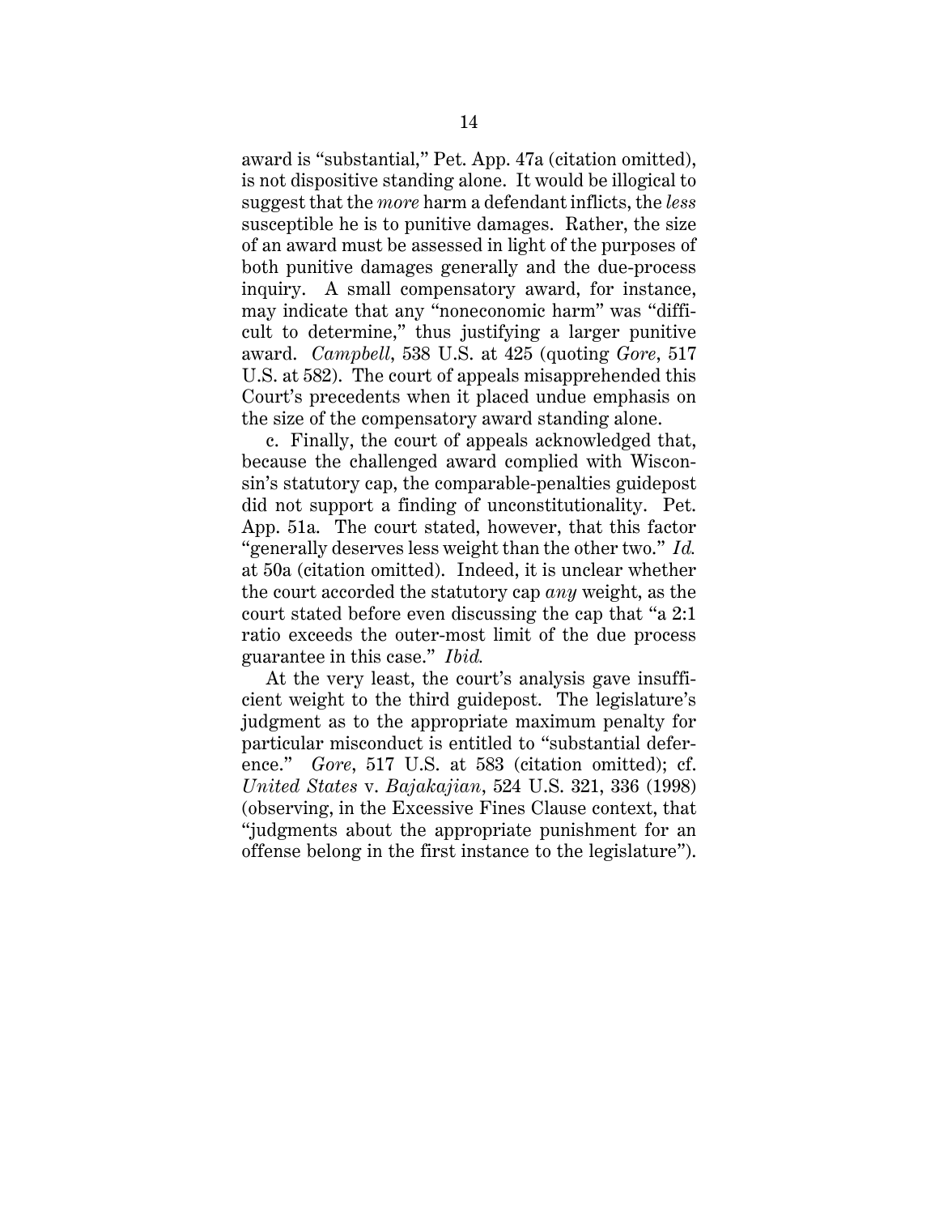award is "substantial," Pet. App. 47a (citation omitted), is not dispositive standing alone. It would be illogical to suggest that the *more* harm a defendant inflicts, the *less* susceptible he is to punitive damages. Rather, the size of an award must be assessed in light of the purposes of both punitive damages generally and the due-process inquiry. A small compensatory award, for instance, may indicate that any "noneconomic harm" was "difficult to determine," thus justifying a larger punitive award. *Campbell*, 538 U.S. at 425 (quoting *Gore*, 517 U.S. at 582). The court of appeals misapprehended this Court's precedents when it placed undue emphasis on the size of the compensatory award standing alone.

c. Finally, the court of appeals acknowledged that, because the challenged award complied with Wisconsin's statutory cap, the comparable-penalties guidepost did not support a finding of unconstitutionality. Pet. App. 51a. The court stated, however, that this factor "generally deserves less weight than the other two." *Id.* at 50a (citation omitted). Indeed, it is unclear whether the court accorded the statutory cap *any* weight, as the court stated before even discussing the cap that "a 2:1 ratio exceeds the outer-most limit of the due process guarantee in this case." *Ibid.*

At the very least, the court's analysis gave insufficient weight to the third guidepost. The legislature's judgment as to the appropriate maximum penalty for particular misconduct is entitled to "substantial deference." *Gore*, 517 U.S. at 583 (citation omitted); cf. *United States* v. *Bajakajian*, 524 U.S. 321, 336 (1998) (observing, in the Excessive Fines Clause context, that "judgments about the appropriate punishment for an offense belong in the first instance to the legislature").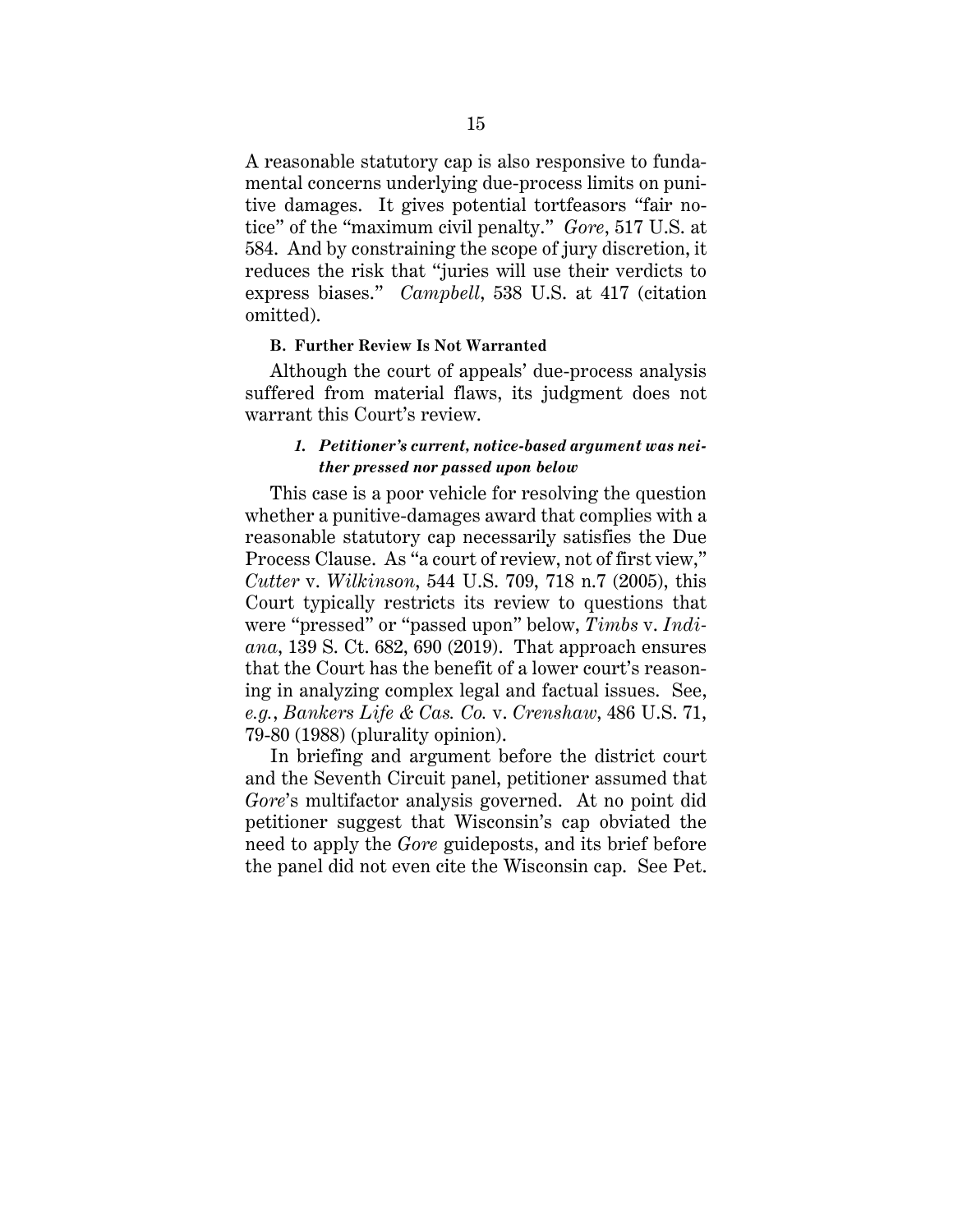A reasonable statutory cap is also responsive to fundamental concerns underlying due-process limits on punitive damages. It gives potential tortfeasors "fair notice" of the "maximum civil penalty." *Gore*, 517 U.S. at 584. And by constraining the scope of jury discretion, it reduces the risk that "juries will use their verdicts to express biases." *Campbell*, 538 U.S. at 417 (citation omitted).

### B. Further Review Is Not Warranted

Although the court of appeals' due-process analysis suffered from material flaws, its judgment does not warrant this Court's review.

#### *1. Petitioner's current, notice-based argument was neither pressed nor passed upon below*

This case is a poor vehicle for resolving the question whether a punitive-damages award that complies with a reasonable statutory cap necessarily satisfies the Due Process Clause. As "a court of review, not of first view," *Cutter* v. *Wilkinson*, 544 U.S. 709, 718 n.7 (2005), this Court typically restricts its review to questions that were "pressed" or "passed upon" below, *Timbs* v. *Indiana*, 139 S. Ct. 682, 690 (2019). That approach ensures that the Court has the benefit of a lower court's reasoning in analyzing complex legal and factual issues. See, *e.g.*, *Bankers Life & Cas. Co.* v. *Crenshaw*, 486 U.S. 71, 79-80 (1988) (plurality opinion).

In briefing and argument before the district court and the Seventh Circuit panel, petitioner assumed that *Gore*'s multifactor analysis governed. At no point did petitioner suggest that Wisconsin's cap obviated the need to apply the *Gore* guideposts, and its brief before the panel did not even cite the Wisconsin cap. See Pet.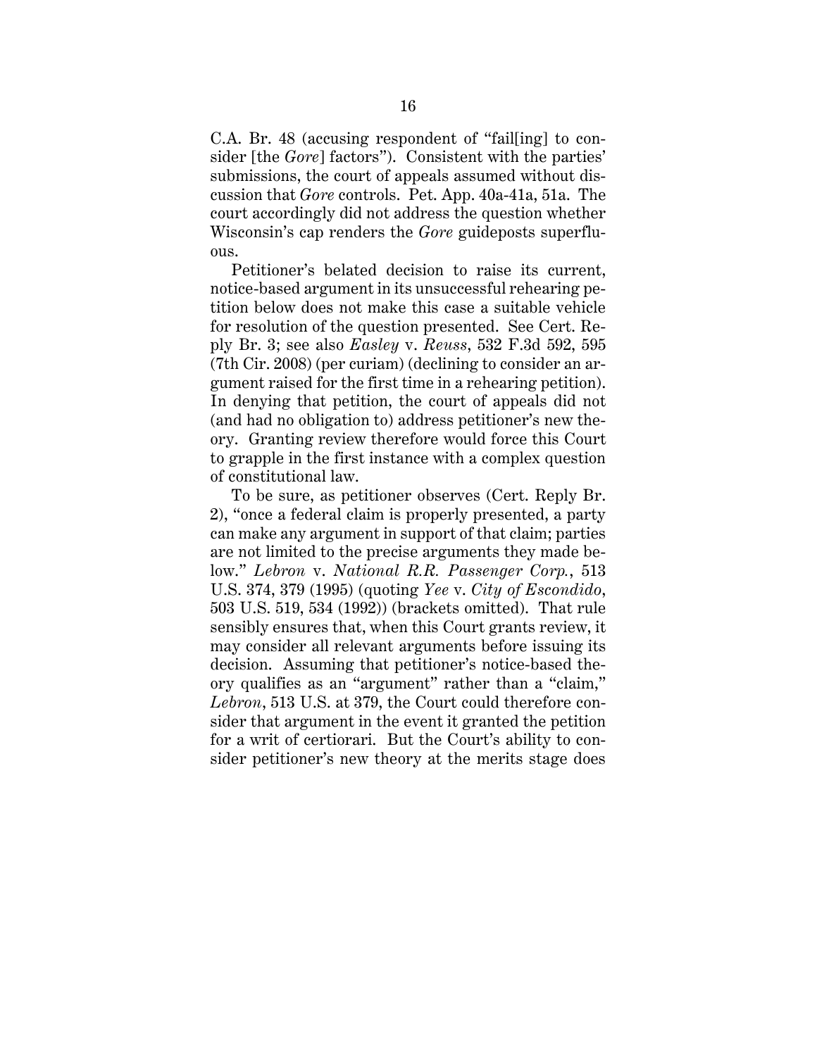C.A. Br. 48 (accusing respondent of "fail[ing] to consider [the *Gore*] factors"). Consistent with the parties' submissions, the court of appeals assumed without discussion that *Gore* controls. Pet. App. 40a-41a, 51a. The court accordingly did not address the question whether Wisconsin's cap renders the *Gore* guideposts superfluous.

Petitioner's belated decision to raise its current, notice-based argument in its unsuccessful rehearing petition below does not make this case a suitable vehicle for resolution of the question presented. See Cert. Reply Br. 3; see also *Easley* v. *Reuss*, 532 F.3d 592, 595 (7th Cir. 2008) (per curiam) (declining to consider an argument raised for the first time in a rehearing petition). In denying that petition, the court of appeals did not (and had no obligation to) address petitioner's new theory. Granting review therefore would force this Court to grapple in the first instance with a complex question of constitutional law.

To be sure, as petitioner observes (Cert. Reply Br. 2), "once a federal claim is properly presented, a party can make any argument in support of that claim; parties are not limited to the precise arguments they made below." *Lebron* v. *National R.R. Passenger Corp.*, 513 U.S. 374, 379 (1995) (quoting *Yee* v. *City of Escondido*, 503 U.S. 519, 534 (1992)) (brackets omitted). That rule sensibly ensures that, when this Court grants review, it may consider all relevant arguments before issuing its decision. Assuming that petitioner's notice-based theory qualifies as an "argument" rather than a "claim," *Lebron*, 513 U.S. at 379, the Court could therefore consider that argument in the event it granted the petition for a writ of certiorari. But the Court's ability to consider petitioner's new theory at the merits stage does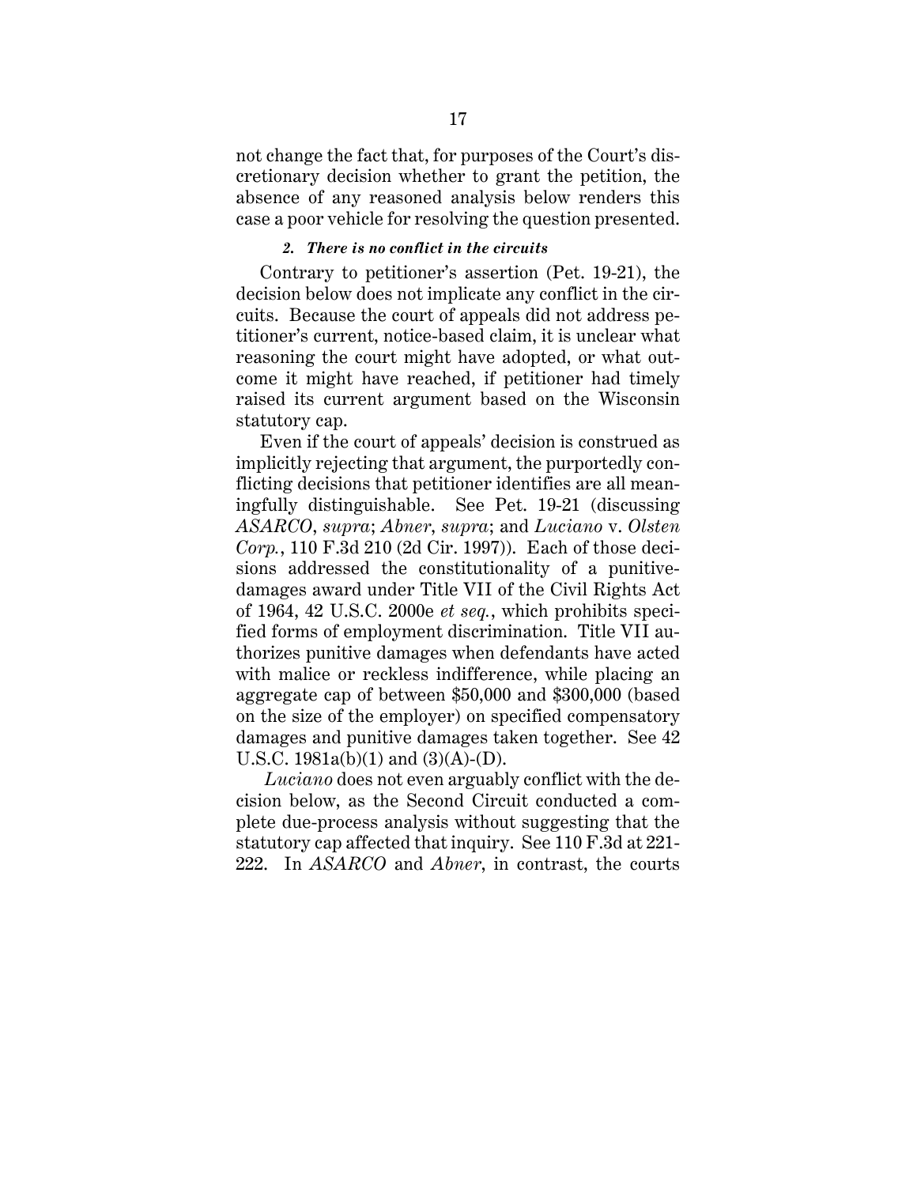not change the fact that, for purposes of the Court's discretionary decision whether to grant the petition, the absence of any reasoned analysis below renders this case a poor vehicle for resolving the question presented.

#### *2. There is no conflict in the circuits*

Contrary to petitioner's assertion (Pet. 19-21), the decision below does not implicate any conflict in the circuits. Because the court of appeals did not address petitioner's current, notice-based claim, it is unclear what reasoning the court might have adopted, or what outcome it might have reached, if petitioner had timely raised its current argument based on the Wisconsin statutory cap.

Even if the court of appeals' decision is construed as implicitly rejecting that argument, the purportedly conflicting decisions that petitioner identifies are all meaningfully distinguishable. See Pet. 19-21 (discussing *ASARCO*, *supra*; *Abner*, *supra*; and *Luciano* v. *Olsten Corp.*, 110 F.3d 210 (2d Cir. 1997)). Each of those decisions addressed the constitutionality of a punitive-damages award under Title VII of the Civil Rights Act of 1964, 42 U.S.C. 2000e *et seq.*, which prohibits specified forms of employment discrimination. Title VII authorizes punitive damages when defendants have acted with malice or reckless indifference, while placing an aggregate cap of between \$50,000 and \$300,000 (based on the size of the employer) on specified compensatory damages and punitive damages taken together. See 42 U.S.C. 1981a(b)(1) and (3)(A)-(D).

*Luciano* does not even arguably conflict with the decision below, as the Second Circuit conducted a complete due-process analysis without suggesting that the statutory cap affected that inquiry. See 110 F.3d at 221-222. In *ASARCO* and *Abner*, in contrast, the courts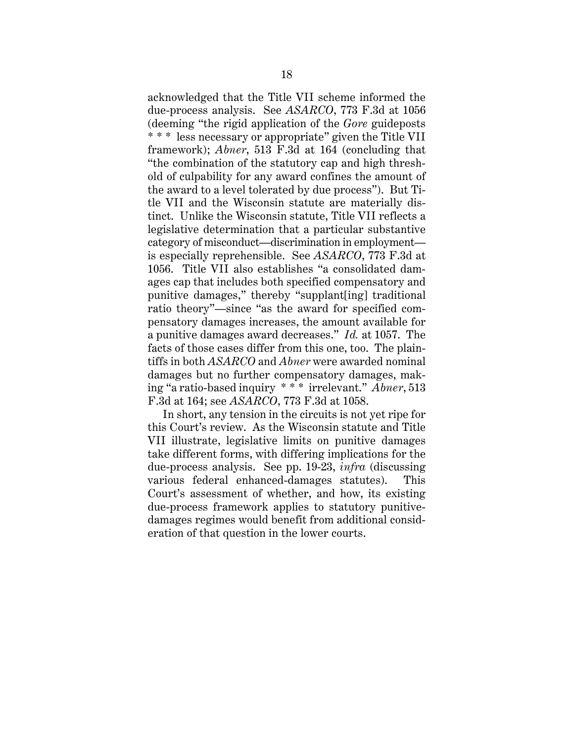acknowledged that the Title VII scheme informed the due-process analysis. See *ASARCO*, 773 F.3d at 1056 (deeming "the rigid application of the *Gore* guideposts * * * less necessary or appropriate" given the Title VII framework); *Abner*, 513 F.3d at 164 (concluding that "the combination of the statutory cap and high threshold of culpability for any award confines the amount of the award to a level tolerated by due process"). But Title VII and the Wisconsin statute are materially distinct. Unlike the Wisconsin statute, Title VII reflects a legislative determination that a particular substantive category of misconduct—discrimination in employment—is especially reprehensible. See *ASARCO*, 773 F.3d at 1056. Title VII also establishes "a consolidated damages cap that includes both specified compensatory and punitive damages," thereby "supplant[ing] traditional ratio theory"—since "as the award for specified compensatory damages increases, the amount available for a punitive damages award decreases." *Id.* at 1057. The facts of those cases differ from this one, too. The plaintiffs in both *ASARCO* and *Abner* were awarded nominal damages but no further compensatory damages, making "a ratio-based inquiry * * * irrelevant." *Abner*, 513 F.3d at 164; see *ASARCO*, 773 F.3d at 1058.

In short, any tension in the circuits is not yet ripe for this Court's review. As the Wisconsin statute and Title VII illustrate, legislative limits on punitive damages take different forms, with differing implications for the due-process analysis. See pp. 19-23, *infra* (discussing various federal enhanced-damages statutes). This Court's assessment of whether, and how, its existing due-process framework applies to statutory punitive-damages regimes would benefit from additional consideration of that question in the lower courts.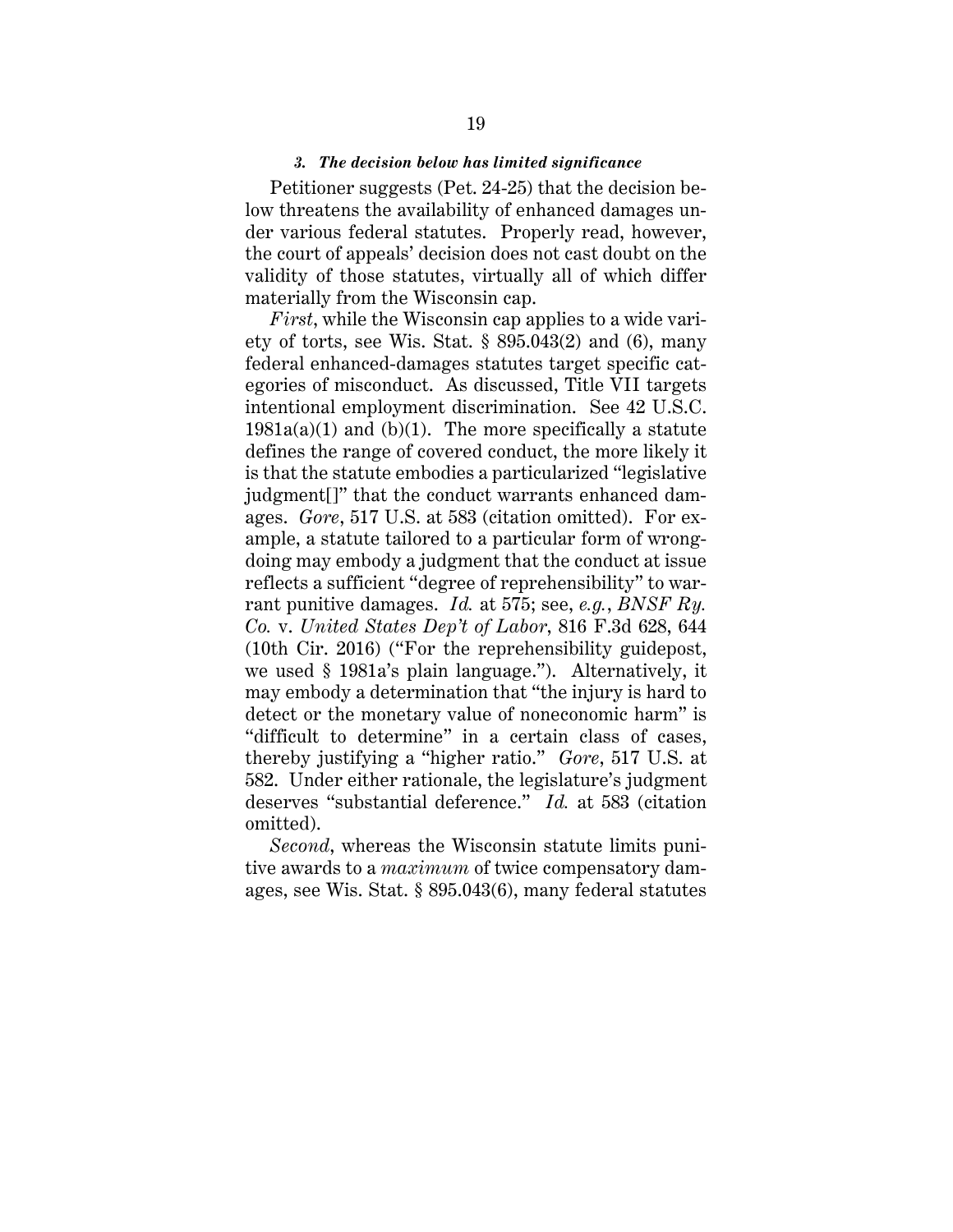### *3. The decision below has limited significance*

Petitioner suggests (Pet. 24-25) that the decision below threatens the availability of enhanced damages under various federal statutes. Properly read, however, the court of appeals' decision does not cast doubt on the validity of those statutes, virtually all of which differ materially from the Wisconsin cap.

*First*, while the Wisconsin cap applies to a wide variety of torts, see Wis. Stat. § 895.043(2) and (6), many federal enhanced-damages statutes target specific categories of misconduct. As discussed, Title VII targets intentional employment discrimination. See 42 U.S.C. 1981a(a)(1) and (b)(1). The more specifically a statute defines the range of covered conduct, the more likely it is that the statute embodies a particularized "legislative judgment[]" that the conduct warrants enhanced damages. *Gore*, 517 U.S. at 583 (citation omitted). For example, a statute tailored to a particular form of wrongdoing may embody a judgment that the conduct at issue reflects a sufficient "degree of reprehensibility" to warrant punitive damages. *Id.* at 575; see, *e.g.*, *BNSF Ry. Co.* v. *United States Dep't of Labor*, 816 F.3d 628, 644 (10th Cir. 2016) ("For the reprehensibility guidepost, we used § 1981a's plain language."). Alternatively, it may embody a determination that "the injury is hard to detect or the monetary value of noneconomic harm" is "difficult to determine" in a certain class of cases, thereby justifying a "higher ratio." *Gore*, 517 U.S. at 582. Under either rationale, the legislature's judgment deserves "substantial deference." *Id.* at 583 (citation omitted).

*Second*, whereas the Wisconsin statute limits punitive awards to a *maximum* of twice compensatory damages, see Wis. Stat. § 895.043(6), many federal statutes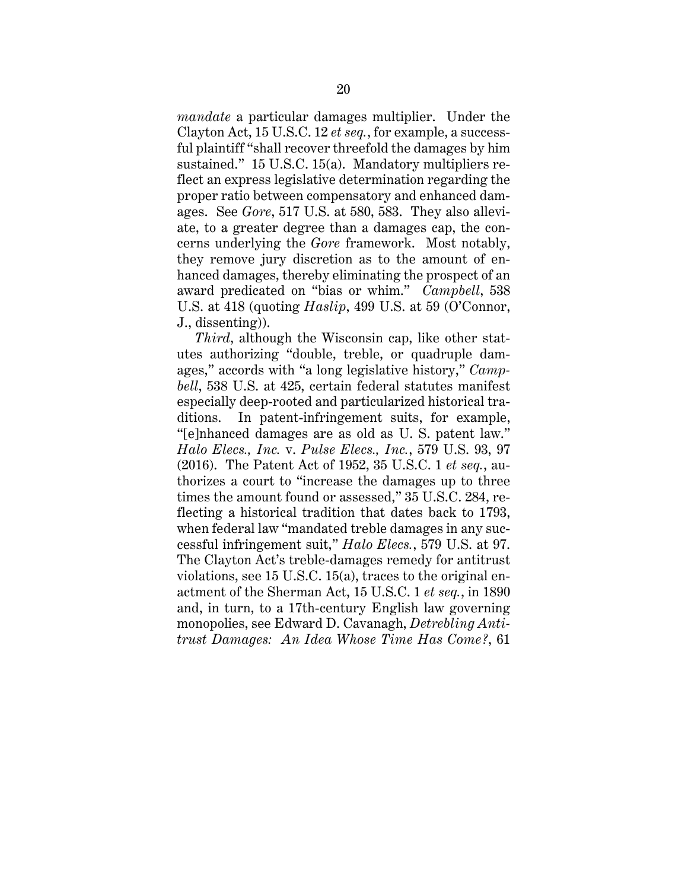*mandate* a particular damages multiplier. Under the Clayton Act, 15 U.S.C. 12 *et seq.*, for example, a successful plaintiff "shall recover threefold the damages by him sustained." 15 U.S.C. 15(a). Mandatory multipliers reflect an express legislative determination regarding the proper ratio between compensatory and enhanced damages. See *Gore*, 517 U.S. at 580, 583. They also alleviate, to a greater degree than a damages cap, the concerns underlying the *Gore* framework. Most notably, they remove jury discretion as to the amount of enhanced damages, thereby eliminating the prospect of an award predicated on "bias or whim." *Campbell*, 538 U.S. at 418 (quoting *Haslip*, 499 U.S. at 59 (O'Connor, J., dissenting)).

*Third*, although the Wisconsin cap, like other statutes authorizing "double, treble, or quadruple damages," accords with "a long legislative history," *Campbell*, 538 U.S. at 425, certain federal statutes manifest especially deep-rooted and particularized historical traditions. In patent-infringement suits, for example, "[e]nhanced damages are as old as U. S. patent law." *Halo Elecs., Inc.* v. *Pulse Elecs., Inc.*, 579 U.S. 93, 97 (2016). The Patent Act of 1952, 35 U.S.C. 1 *et seq.*, authorizes a court to "increase the damages up to three times the amount found or assessed," 35 U.S.C. 284, reflecting a historical tradition that dates back to 1793, when federal law "mandated treble damages in any successful infringement suit," *Halo Elecs.*, 579 U.S. at 97. The Clayton Act's treble-damages remedy for antitrust violations, see 15 U.S.C. 15(a), traces to the original enactment of the Sherman Act, 15 U.S.C. 1 *et seq.*, in 1890 and, in turn, to a 17th-century English law governing monopolies, see Edward D. Cavanagh, *Detrebling Antitrust Damages: An Idea Whose Time Has Come?*, 61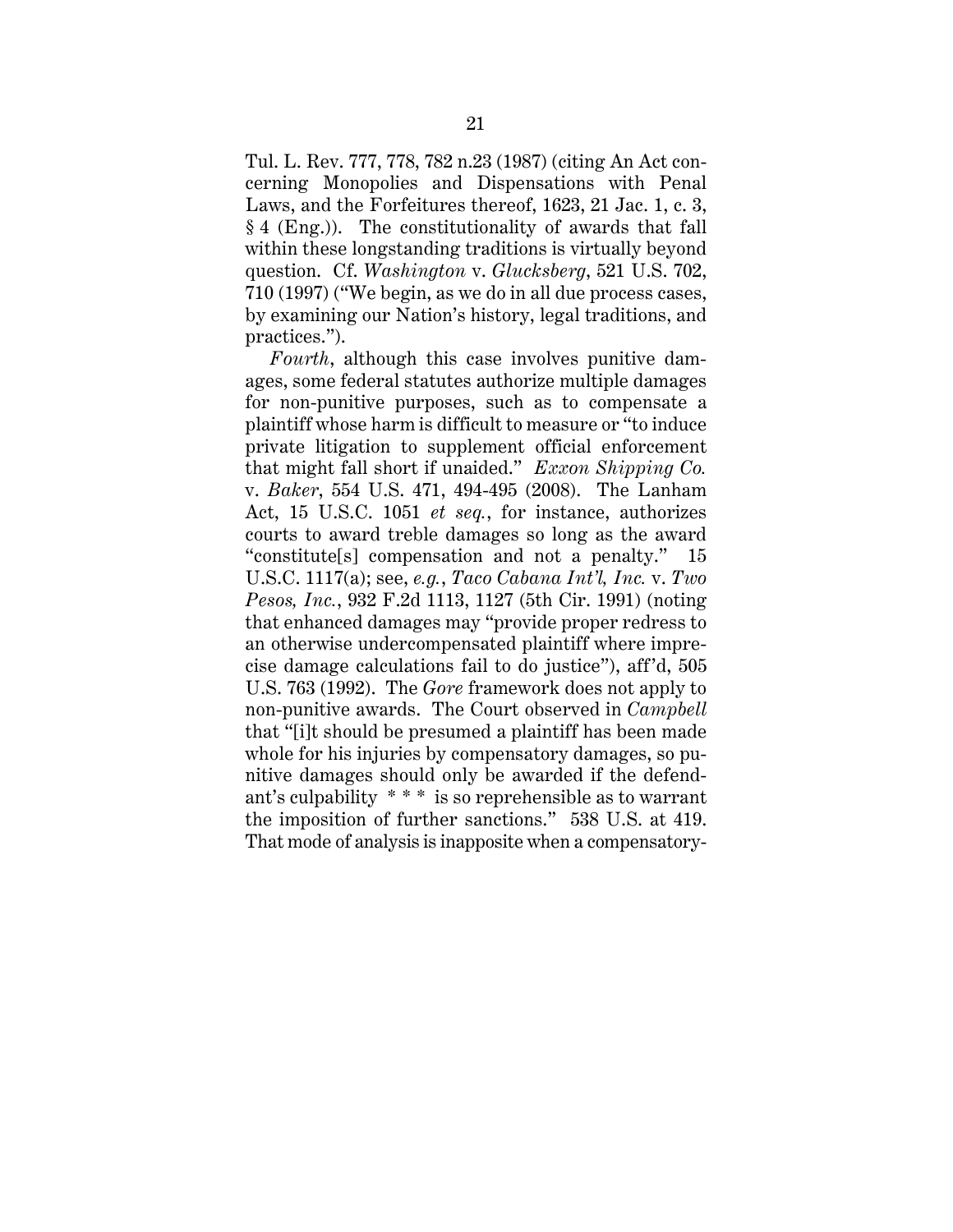Tul. L. Rev. 777, 778, 782 n.23 (1987) (citing An Act concerning Monopolies and Dispensations with Penal Laws, and the Forfeitures thereof, 1623, 21 Jac. 1, c. 3, § 4 (Eng.)). The constitutionality of awards that fall within these longstanding traditions is virtually beyond question. Cf. *Washington* v. *Glucksberg*, 521 U.S. 702, 710 (1997) ("We begin, as we do in all due process cases, by examining our Nation's history, legal traditions, and practices.").

*Fourth*, although this case involves punitive damages, some federal statutes authorize multiple damages for non-punitive purposes, such as to compensate a plaintiff whose harm is difficult to measure or "to induce private litigation to supplement official enforcement that might fall short if unaided." *Exxon Shipping Co.* v. *Baker*, 554 U.S. 471, 494-495 (2008). The Lanham Act, 15 U.S.C. 1051 *et seq.*, for instance, authorizes courts to award treble damages so long as the award "constitute[s] compensation and not a penalty." 15 U.S.C. 1117(a); see, *e.g.*, *Taco Cabana Int'l, Inc.* v. *Two Pesos, Inc.*, 932 F.2d 1113, 1127 (5th Cir. 1991) (noting that enhanced damages may "provide proper redress to an otherwise undercompensated plaintiff where imprecise damage calculations fail to do justice"), aff'd, 505 U.S. 763 (1992). The *Gore* framework does not apply to non-punitive awards. The Court observed in *Campbell* that "[i]t should be presumed a plaintiff has been made whole for his injuries by compensatory damages, so punitive damages should only be awarded if the defendant's culpability * * * is so reprehensible as to warrant the imposition of further sanctions." 538 U.S. at 419. That mode of analysis is inapposite when a compensatory-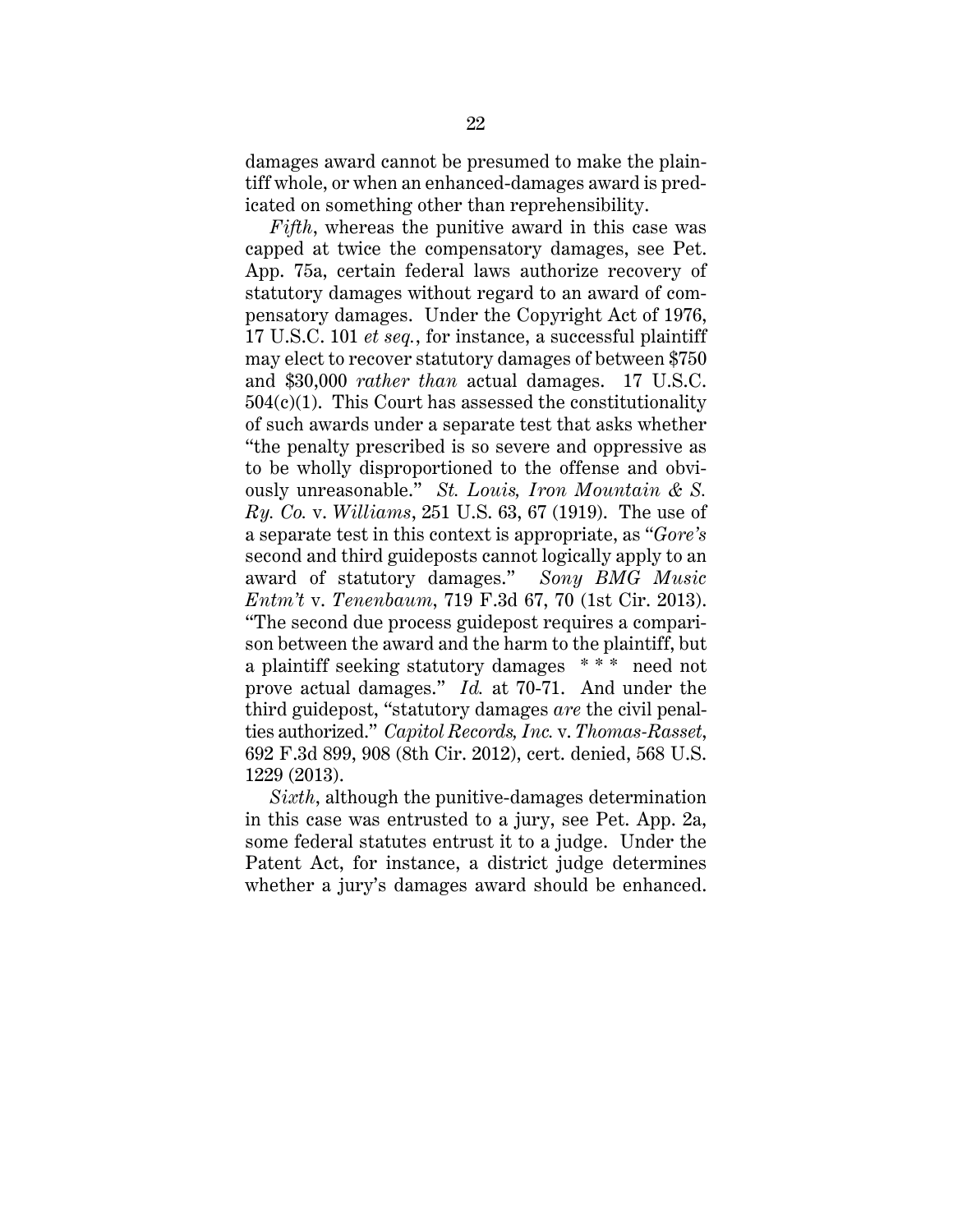damages award cannot be presumed to make the plaintiff whole, or when an enhanced-damages award is predicated on something other than reprehensibility.

*Fifth*, whereas the punitive award in this case was capped at twice the compensatory damages, see Pet. App. 75a, certain federal laws authorize recovery of statutory damages without regard to an award of compensatory damages. Under the Copyright Act of 1976, 17 U.S.C. 101 *et seq.*, for instance, a successful plaintiff may elect to recover statutory damages of between $750 and $30,000 *rather than* actual damages. 17 U.S.C. 504(c)(1). This Court has assessed the constitutionality of such awards under a separate test that asks whether "the penalty prescribed is so severe and oppressive as to be wholly disproportioned to the offense and obviously unreasonable." *St. Louis, Iron Mountain & S. Ry. Co.* v. *Williams*, 251 U.S. 63, 67 (1919). The use of a separate test in this context is appropriate, as "*Gore's* second and third guideposts cannot logically apply to an award of statutory damages." *Sony BMG Music Entm't* v. *Tenenbaum*, 719 F.3d 67, 70 (1st Cir. 2013). "The second due process guidepost requires a comparison between the award and the harm to the plaintiff, but a plaintiff seeking statutory damages * * * need not prove actual damages." *Id.* at 70-71. And under the third guidepost, "statutory damages *are* the civil penalties authorized." *Capitol Records, Inc.* v. *Thomas-Rasset*, 692 F.3d 899, 908 (8th Cir. 2012), cert. denied, 568 U.S. 1229 (2013).

*Sixth*, although the punitive-damages determination in this case was entrusted to a jury, see Pet. App. 2a, some federal statutes entrust it to a judge. Under the Patent Act, for instance, a district judge determines whether a jury's damages award should be enhanced.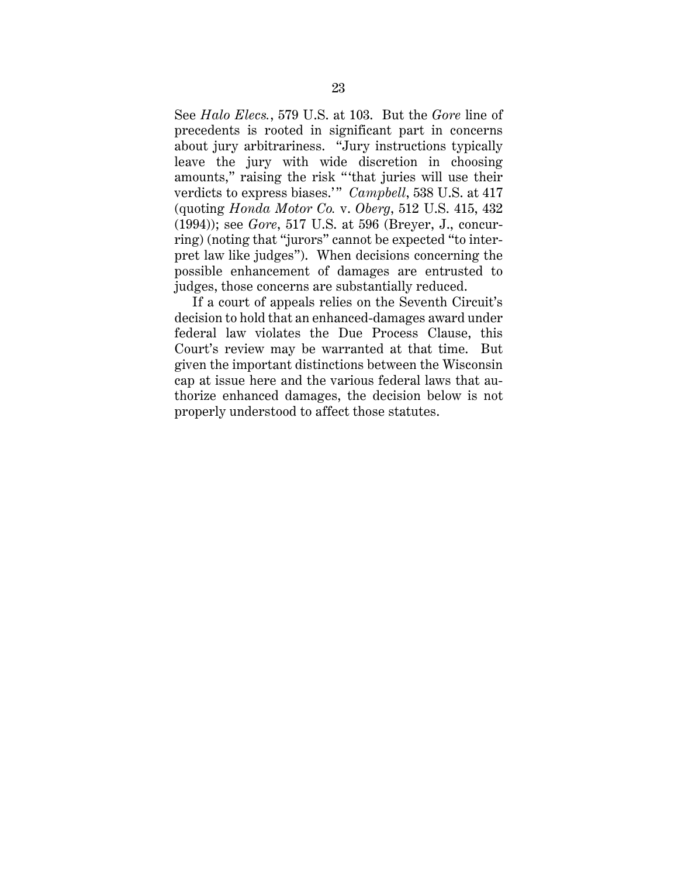See *Halo Elecs.*, 579 U.S. at 103. But the *Gore* line of precedents is rooted in significant part in concerns about jury arbitrariness. "Jury instructions typically leave the jury with wide discretion in choosing amounts," raising the risk "'that juries will use their verdicts to express biases.'" *Campbell*, 538 U.S. at 417 (quoting *Honda Motor Co.* v. *Oberg*, 512 U.S. 415, 432 (1994)); see *Gore*, 517 U.S. at 596 (Breyer, J., concurring) (noting that "jurors" cannot be expected "to interpret law like judges"). When decisions concerning the possible enhancement of damages are entrusted to judges, those concerns are substantially reduced.

If a court of appeals relies on the Seventh Circuit's decision to hold that an enhanced-damages award under federal law violates the Due Process Clause, this Court's review may be warranted at that time. But given the important distinctions between the Wisconsin cap at issue here and the various federal laws that authorize enhanced damages, the decision below is not properly understood to affect those statutes.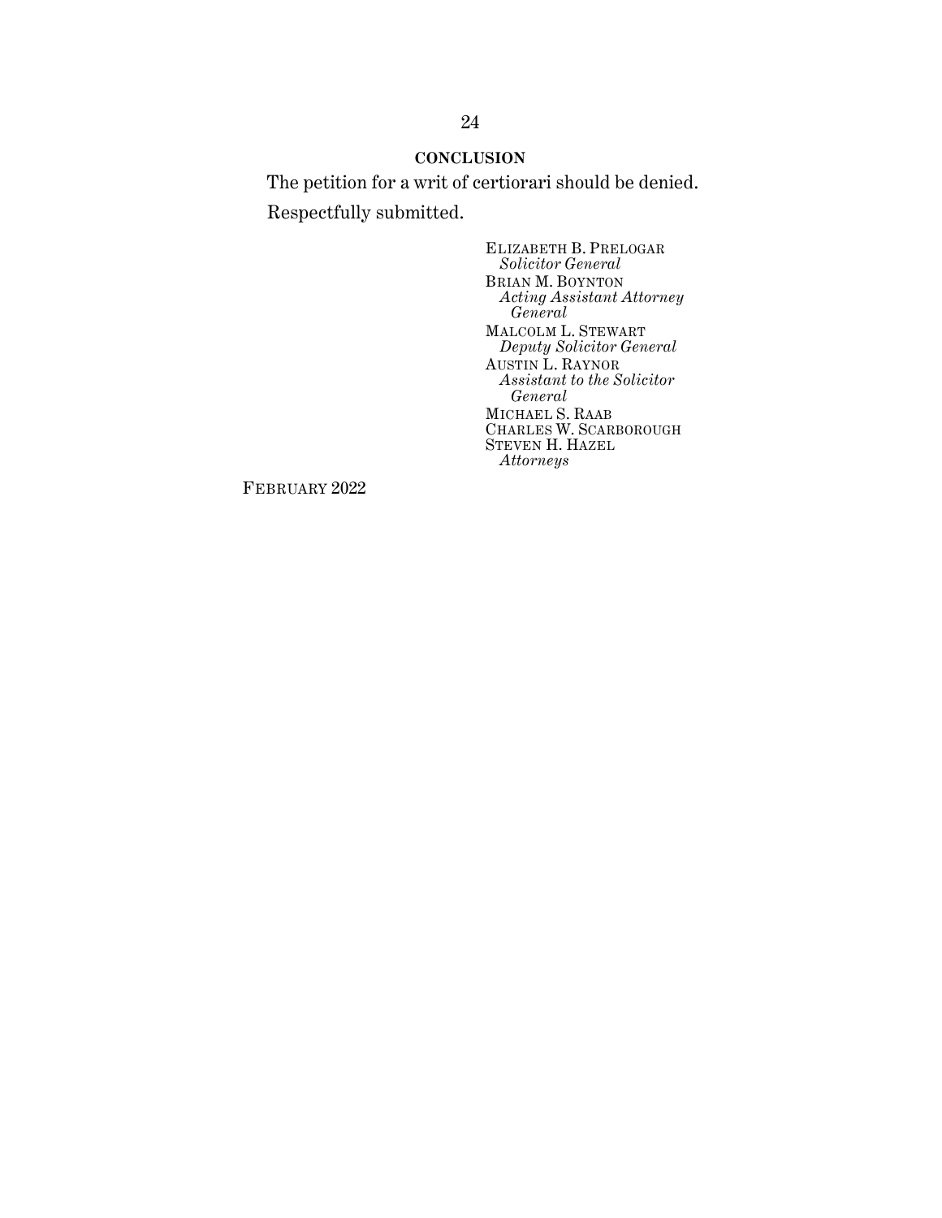## CONCLUSION

The petition for a writ of certiorari should be denied.

Respectfully submitted.

ELIZABETH B. PRELOGAR  
*Solicitor General*  
BRIAN M. BOYNTON  
*Acting Assistant Attorney General*  
MALCOLM L. STEWART  
*Deputy Solicitor General*  
AUSTIN L. RAYNOR  
*Assistant to the Solicitor General*  
MICHAEL S. RAAB  
CHARLES W. SCARBOROUGH  
STEVEN H. HAZEL  
*Attorneys*

FEBRUARY 2022